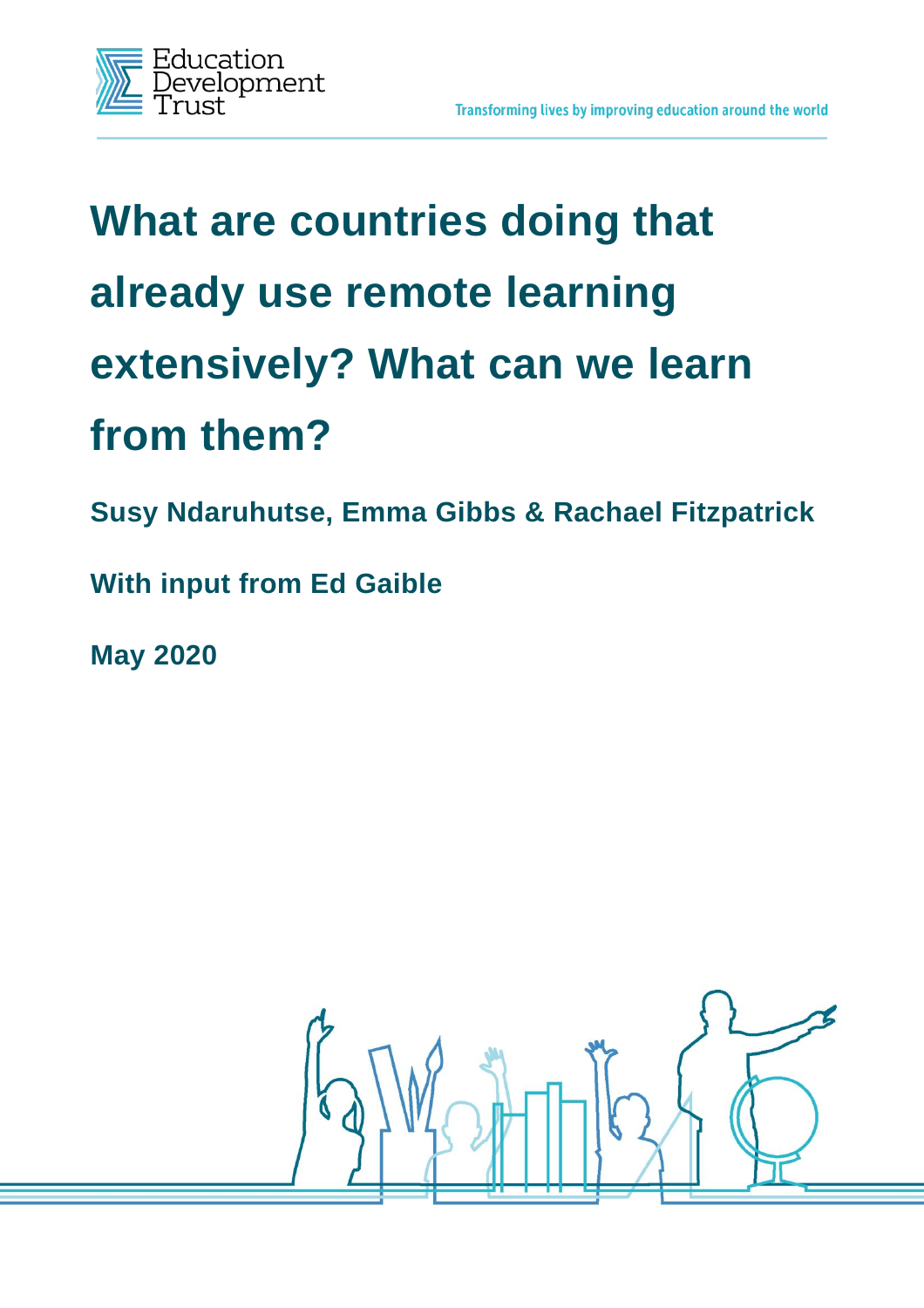Education Development Trust

Transforming lives by improving education around the world

# What are countries doing that already use remote learning extensively? What can we learn from them?

**Susy Ndaruhutse, Emma Gibbs & Rachael Fitzpatrick**

**With input from Ed Gaible**

**May 2020**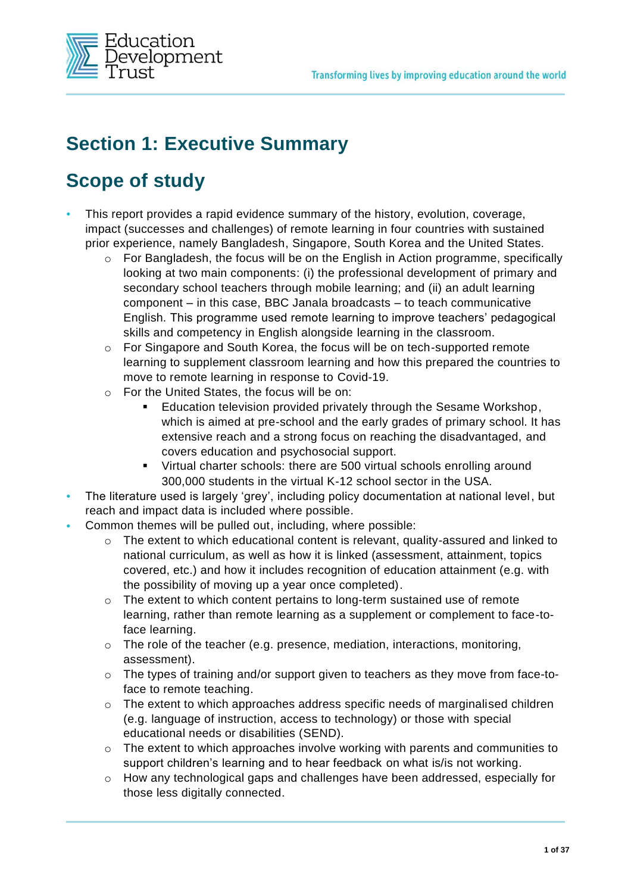# Section 1: Executive Summary

## Scope of study

- This report provides a rapid evidence summary of the history, evolution, coverage, impact (successes and challenges) of remote learning in four countries with sustained prior experience, namely Bangladesh, Singapore, South Korea and the United States.
  - For Bangladesh, the focus will be on the English in Action programme, specifically looking at two main components: (i) the professional development of primary and secondary school teachers through mobile learning; and (ii) an adult learning component – in this case, BBC Janala broadcasts – to teach communicative English. This programme used remote learning to improve teachers' pedagogical skills and competency in English alongside learning in the classroom.
  - For Singapore and South Korea, the focus will be on tech-supported remote learning to supplement classroom learning and how this prepared the countries to move to remote learning in response to Covid-19.
  - For the United States, the focus will be on:
    - Education television provided privately through the Sesame Workshop, which is aimed at pre-school and the early grades of primary school. It has extensive reach and a strong focus on reaching the disadvantaged, and covers education and psychosocial support.
    - Virtual charter schools: there are 500 virtual schools enrolling around 300,000 students in the virtual K-12 school sector in the USA.
- The literature used is largely 'grey', including policy documentation at national level, but reach and impact data is included where possible.
- Common themes will be pulled out, including, where possible:
  - The extent to which educational content is relevant, quality-assured and linked to national curriculum, as well as how it is linked (assessment, attainment, topics covered, etc.) and how it includes recognition of education attainment (e.g. with the possibility of moving up a year once completed).
  - The extent to which content pertains to long-term sustained use of remote learning, rather than remote learning as a supplement or complement to face-to-face learning.
  - The role of the teacher (e.g. presence, mediation, interactions, monitoring, assessment).
  - The types of training and/or support given to teachers as they move from face-to-face to remote teaching.
  - The extent to which approaches address specific needs of marginalised children (e.g. language of instruction, access to technology) or those with special educational needs or disabilities (SEND).
  - The extent to which approaches involve working with parents and communities to support children's learning and to hear feedback on what is/is not working.
  - How any technological gaps and challenges have been addressed, especially for those less digitally connected.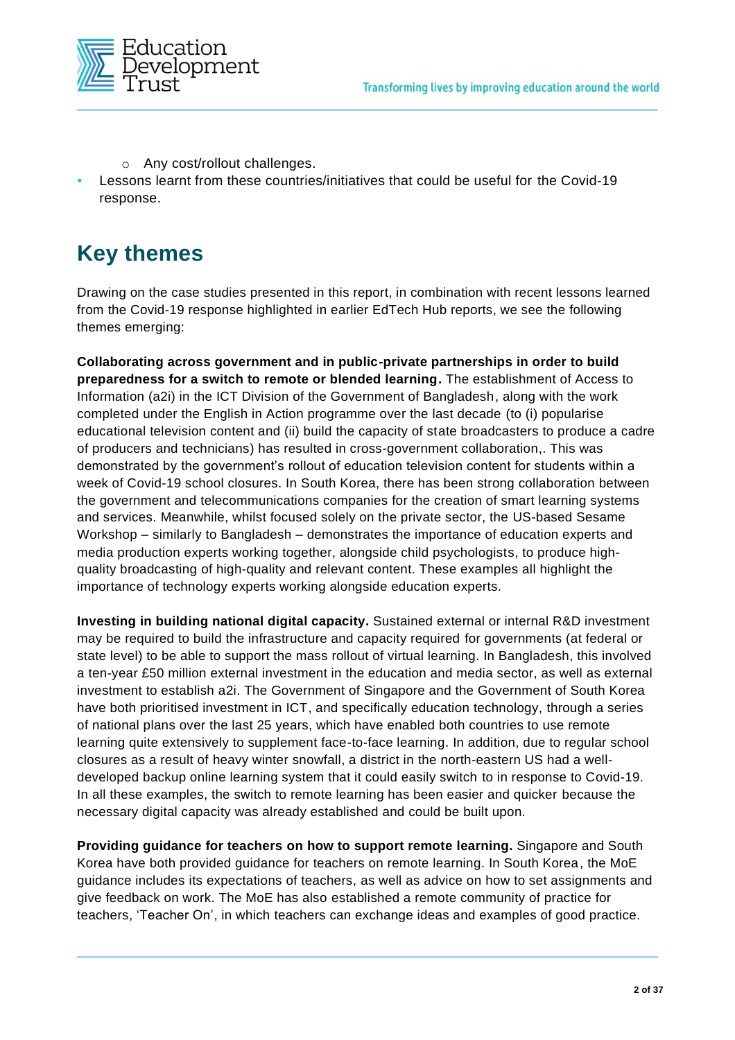- Any cost/rollout challenges.
- Lessons learnt from these countries/initiatives that could be useful for the Covid-19 response.

# Key themes

Drawing on the case studies presented in this report, in combination with recent lessons learned from the Covid-19 response highlighted in earlier EdTech Hub reports, we see the following themes emerging:

**Collaborating across government and in public-private partnerships in order to build preparedness for a switch to remote or blended learning.** The establishment of Access to Information (a2i) in the ICT Division of the Government of Bangladesh, along with the work completed under the English in Action programme over the last decade (to (i) popularise educational television content and (ii) build the capacity of state broadcasters to produce a cadre of producers and technicians) has resulted in cross-government collaboration,. This was demonstrated by the government's rollout of education television content for students within a week of Covid-19 school closures. In South Korea, there has been strong collaboration between the government and telecommunications companies for the creation of smart learning systems and services. Meanwhile, whilst focused solely on the private sector, the US-based Sesame Workshop – similarly to Bangladesh – demonstrates the importance of education experts and media production experts working together, alongside child psychologists, to produce high-quality broadcasting of high-quality and relevant content. These examples all highlight the importance of technology experts working alongside education experts.

**Investing in building national digital capacity.** Sustained external or internal R&D investment may be required to build the infrastructure and capacity required for governments (at federal or state level) to be able to support the mass rollout of virtual learning. In Bangladesh, this involved a ten-year £50 million external investment in the education and media sector, as well as external investment to establish a2i. The Government of Singapore and the Government of South Korea have both prioritised investment in ICT, and specifically education technology, through a series of national plans over the last 25 years, which have enabled both countries to use remote learning quite extensively to supplement face-to-face learning. In addition, due to regular school closures as a result of heavy winter snowfall, a district in the north-eastern US had a well-developed backup online learning system that it could easily switch to in response to Covid-19. In all these examples, the switch to remote learning has been easier and quicker because the necessary digital capacity was already established and could be built upon.

**Providing guidance for teachers on how to support remote learning.** Singapore and South Korea have both provided guidance for teachers on remote learning. In South Korea, the MoE guidance includes its expectations of teachers, as well as advice on how to set assignments and give feedback on work. The MoE has also established a remote community of practice for teachers, 'Teacher On', in which teachers can exchange ideas and examples of good practice.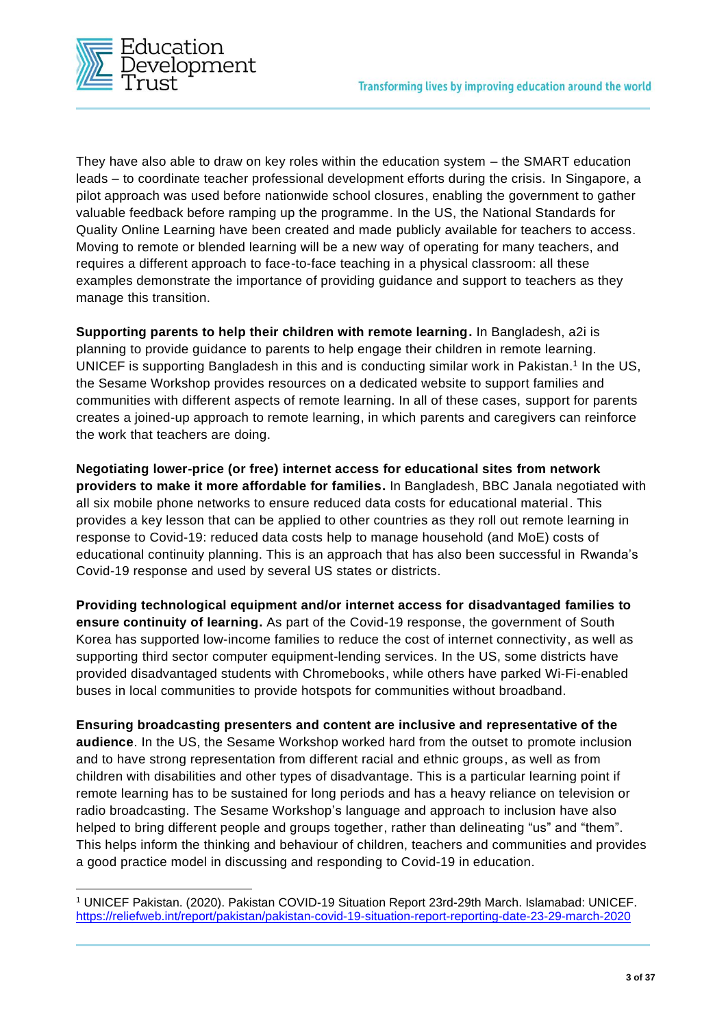They have also able to draw on key roles within the education system – the SMART education leads – to coordinate teacher professional development efforts during the crisis. In Singapore, a pilot approach was used before nationwide school closures, enabling the government to gather valuable feedback before ramping up the programme. In the US, the National Standards for Quality Online Learning have been created and made publicly available for teachers to access. Moving to remote or blended learning will be a new way of operating for many teachers, and requires a different approach to face-to-face teaching in a physical classroom: all these examples demonstrate the importance of providing guidance and support to teachers as they manage this transition.

**Supporting parents to help their children with remote learning.** In Bangladesh, a2i is planning to provide guidance to parents to help engage their children in remote learning. UNICEF is supporting Bangladesh in this and is conducting similar work in Pakistan.[1] In the US, the Sesame Workshop provides resources on a dedicated website to support families and communities with different aspects of remote learning. In all of these cases, support for parents creates a joined-up approach to remote learning, in which parents and caregivers can reinforce the work that teachers are doing.

**Negotiating lower-price (or free) internet access for educational sites from network providers to make it more affordable for families.** In Bangladesh, BBC Janala negotiated with all six mobile phone networks to ensure reduced data costs for educational material. This provides a key lesson that can be applied to other countries as they roll out remote learning in response to Covid-19: reduced data costs help to manage household (and MoE) costs of educational continuity planning. This is an approach that has also been successful in Rwanda's Covid-19 response and used by several US states or districts.

**Providing technological equipment and/or internet access for disadvantaged families to ensure continuity of learning.** As part of the Covid-19 response, the government of South Korea has supported low-income families to reduce the cost of internet connectivity, as well as supporting third sector computer equipment-lending services. In the US, some districts have provided disadvantaged students with Chromebooks, while others have parked Wi-Fi-enabled buses in local communities to provide hotspots for communities without broadband.

**Ensuring broadcasting presenters and content are inclusive and representative of the audience**. In the US, the Sesame Workshop worked hard from the outset to promote inclusion and to have strong representation from different racial and ethnic groups, as well as from children with disabilities and other types of disadvantage. This is a particular learning point if remote learning has to be sustained for long periods and has a heavy reliance on television or radio broadcasting. The Sesame Workshop's language and approach to inclusion have also helped to bring different people and groups together, rather than delineating "us" and "them". This helps inform the thinking and behaviour of children, teachers and communities and provides a good practice model in discussing and responding to Covid-19 in education.

---

[1] UNICEF Pakistan. (2020). Pakistan COVID-19 Situation Report 23rd-29th March. Islamabad: UNICEF. https://reliefweb.int/report/pakistan/pakistan-covid-19-situation-report-reporting-date-23-29-march-2020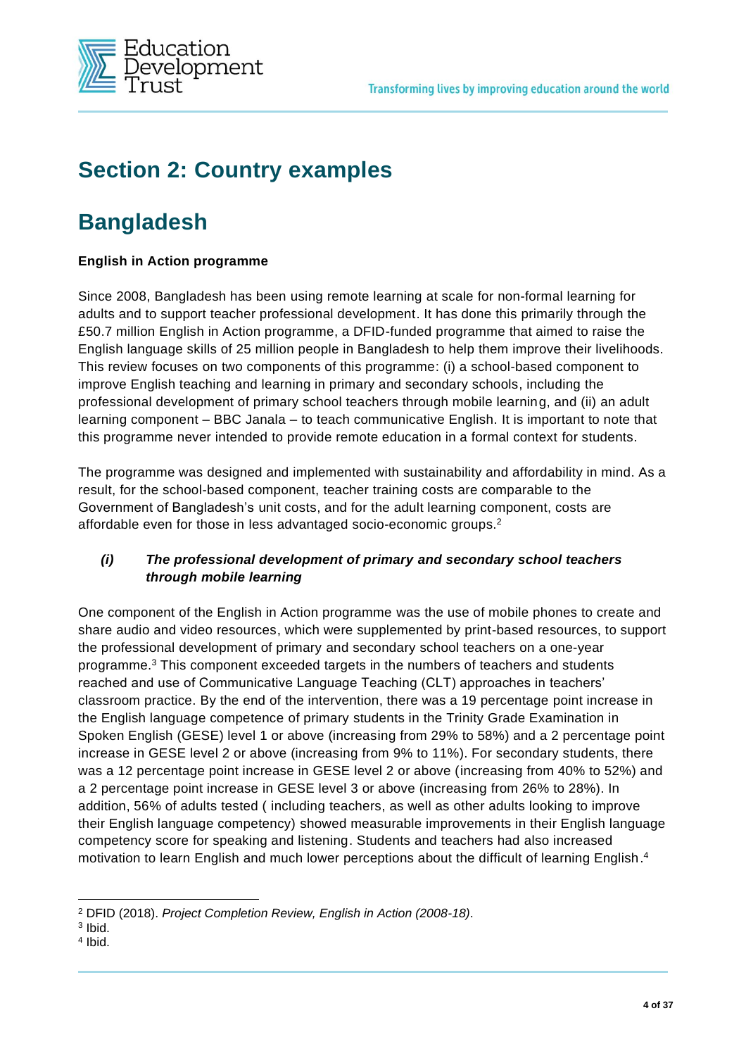# Section 2: Country examples

# Bangladesh

**English in Action programme**

Since 2008, Bangladesh has been using remote learning at scale for non-formal learning for adults and to support teacher professional development. It has done this primarily through the £50.7 million English in Action programme, a DFID-funded programme that aimed to raise the English language skills of 25 million people in Bangladesh to help them improve their livelihoods. This review focuses on two components of this programme: (i) a school-based component to improve English teaching and learning in primary and secondary schools, including the professional development of primary school teachers through mobile learning, and (ii) an adult learning component – BBC Janala – to teach communicative English. It is important to note that this programme never intended to provide remote education in a formal context for students.

The programme was designed and implemented with sustainability and affordability in mind. As a result, for the school-based component, teacher training costs are comparable to the Government of Bangladesh's unit costs, and for the adult learning component, costs are affordable even for those in less advantaged socio-economic groups.[2]

### *(i) The professional development of primary and secondary school teachers through mobile learning*

One component of the English in Action programme was the use of mobile phones to create and share audio and video resources, which were supplemented by print-based resources, to support the professional development of primary and secondary school teachers on a one-year programme.[3] This component exceeded targets in the numbers of teachers and students reached and use of Communicative Language Teaching (CLT) approaches in teachers' classroom practice. By the end of the intervention, there was a 19 percentage point increase in the English language competence of primary students in the Trinity Grade Examination in Spoken English (GESE) level 1 or above (increasing from 29% to 58%) and a 2 percentage point increase in GESE level 2 or above (increasing from 9% to 11%). For secondary students, there was a 12 percentage point increase in GESE level 2 or above (increasing from 40% to 52%) and a 2 percentage point increase in GESE level 3 or above (increasing from 26% to 28%). In addition, 56% of adults tested ( including teachers, as well as other adults looking to improve their English language competency) showed measurable improvements in their English language competency score for speaking and listening. Students and teachers had also increased motivation to learn English and much lower perceptions about the difficult of learning English.[4]

---

[2] DFID (2018). *Project Completion Review, English in Action (2008-18)*.

[3] Ibid.

[4] Ibid.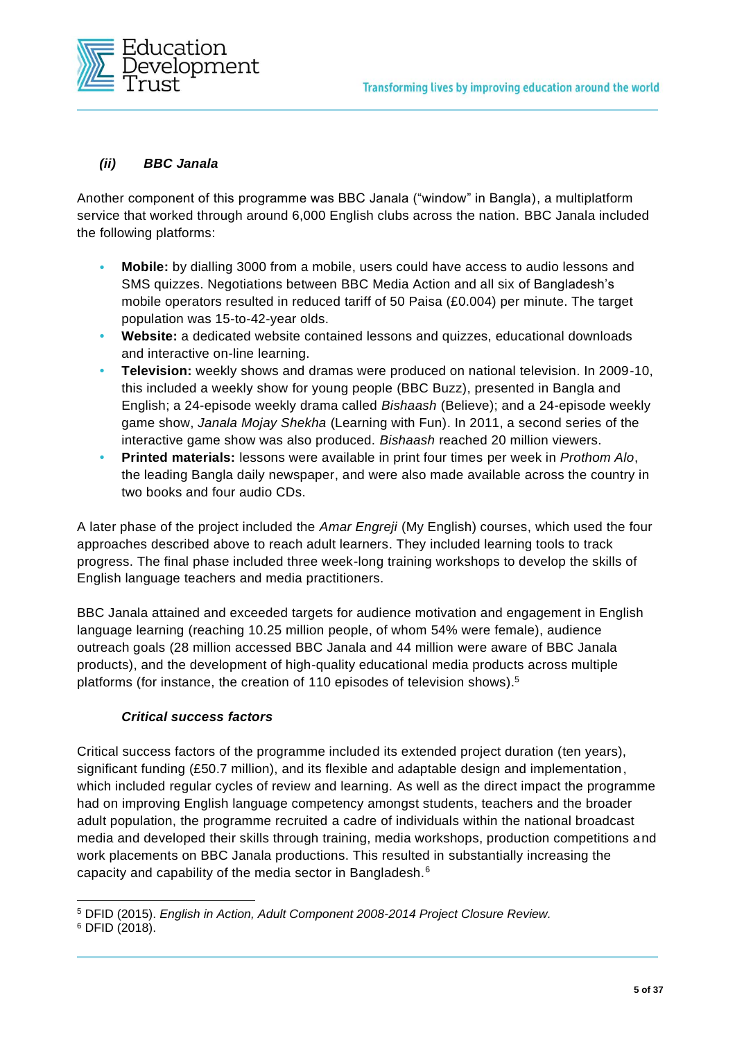### *(ii) BBC Janala*

Another component of this programme was BBC Janala ("window" in Bangla), a multiplatform service that worked through around 6,000 English clubs across the nation. BBC Janala included the following platforms:

- **Mobile:** by dialling 3000 from a mobile, users could have access to audio lessons and SMS quizzes. Negotiations between BBC Media Action and all six of Bangladesh's mobile operators resulted in reduced tariff of 50 Paisa (£0.004) per minute. The target population was 15-to-42-year olds.
- **Website:** a dedicated website contained lessons and quizzes, educational downloads and interactive on-line learning.
- **Television:** weekly shows and dramas were produced on national television. In 2009-10, this included a weekly show for young people (BBC Buzz), presented in Bangla and English; a 24-episode weekly drama called *Bishaash* (Believe); and a 24-episode weekly game show, *Janala Mojay Shekha* (Learning with Fun). In 2011, a second series of the interactive game show was also produced. *Bishaash* reached 20 million viewers.
- **Printed materials:** lessons were available in print four times per week in *Prothom Alo*, the leading Bangla daily newspaper, and were also made available across the country in two books and four audio CDs.

A later phase of the project included the *Amar Engreji* (My English) courses, which used the four approaches described above to reach adult learners. They included learning tools to track progress. The final phase included three week-long training workshops to develop the skills of English language teachers and media practitioners.

BBC Janala attained and exceeded targets for audience motivation and engagement in English language learning (reaching 10.25 million people, of whom 54% were female), audience outreach goals (28 million accessed BBC Janala and 44 million were aware of BBC Janala products), and the development of high-quality educational media products across multiple platforms (for instance, the creation of 110 episodes of television shows).[5]

#### *Critical success factors*

Critical success factors of the programme included its extended project duration (ten years), significant funding (£50.7 million), and its flexible and adaptable design and implementation, which included regular cycles of review and learning. As well as the direct impact the programme had on improving English language competency amongst students, teachers and the broader adult population, the programme recruited a cadre of individuals within the national broadcast media and developed their skills through training, media workshops, production competitions and work placements on BBC Janala productions. This resulted in substantially increasing the capacity and capability of the media sector in Bangladesh.[6]

---

[5] DFID (2015). *English in Action, Adult Component 2008-2014 Project Closure Review.*

[6] DFID (2018).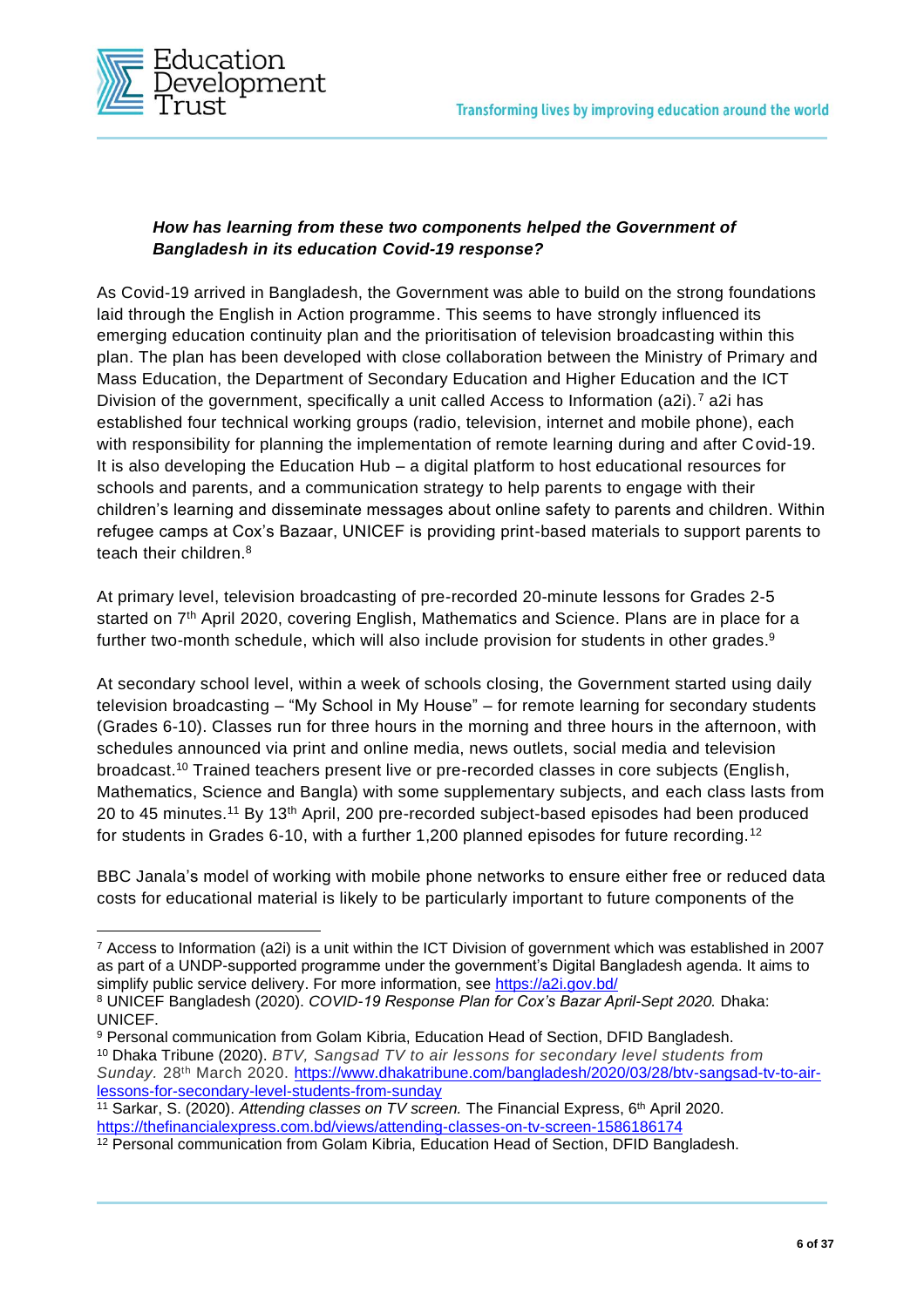### *How has learning from these two components helped the Government of Bangladesh in its education Covid-19 response?*

As Covid-19 arrived in Bangladesh, the Government was able to build on the strong foundations laid through the English in Action programme. This seems to have strongly influenced its emerging education continuity plan and the prioritisation of television broadcasting within this plan. The plan has been developed with close collaboration between the Ministry of Primary and Mass Education, the Department of Secondary Education and Higher Education and the ICT Division of the government, specifically a unit called Access to Information (a2i).[7] a2i has established four technical working groups (radio, television, internet and mobile phone), each with responsibility for planning the implementation of remote learning during and after Covid-19. It is also developing the Education Hub – a digital platform to host educational resources for schools and parents, and a communication strategy to help parents to engage with their children's learning and disseminate messages about online safety to parents and children. Within refugee camps at Cox's Bazaar, UNICEF is providing print-based materials to support parents to teach their children.[8]

At primary level, television broadcasting of pre-recorded 20-minute lessons for Grades 2-5 started on 7th April 2020, covering English, Mathematics and Science. Plans are in place for a further two-month schedule, which will also include provision for students in other grades.[9]

At secondary school level, within a week of schools closing, the Government started using daily television broadcasting – "My School in My House" – for remote learning for secondary students (Grades 6-10). Classes run for three hours in the morning and three hours in the afternoon, with schedules announced via print and online media, news outlets, social media and television broadcast.[10] Trained teachers present live or pre-recorded classes in core subjects (English, Mathematics, Science and Bangla) with some supplementary subjects, and each class lasts from 20 to 45 minutes.[11] By 13th April, 200 pre-recorded subject-based episodes had been produced for students in Grades 6-10, with a further 1,200 planned episodes for future recording.[12]

BBC Janala's model of working with mobile phone networks to ensure either free or reduced data costs for educational material is likely to be particularly important to future components of the

---

[7] Access to Information (a2i) is a unit within the ICT Division of government which was established in 2007 as part of a UNDP-supported programme under the government's Digital Bangladesh agenda. It aims to simplify public service delivery. For more information, see https://a2i.gov.bd/

[8] UNICEF Bangladesh (2020). *COVID-19 Response Plan for Cox's Bazar April-Sept 2020.* Dhaka: UNICEF.

[9] Personal communication from Golam Kibria, Education Head of Section, DFID Bangladesh.

[10] Dhaka Tribune (2020). *BTV, Sangsad TV to air lessons for secondary level students from Sunday.* 28th March 2020. https://www.dhakatribune.com/bangladesh/2020/03/28/btv-sangsad-tv-to-air-lessons-for-secondary-level-students-from-sunday

[11] Sarkar, S. (2020). *Attending classes on TV screen.* The Financial Express, 6th April 2020. https://thefinancialexpress.com.bd/views/attending-classes-on-tv-screen-1586186174

[12] Personal communication from Golam Kibria, Education Head of Section, DFID Bangladesh.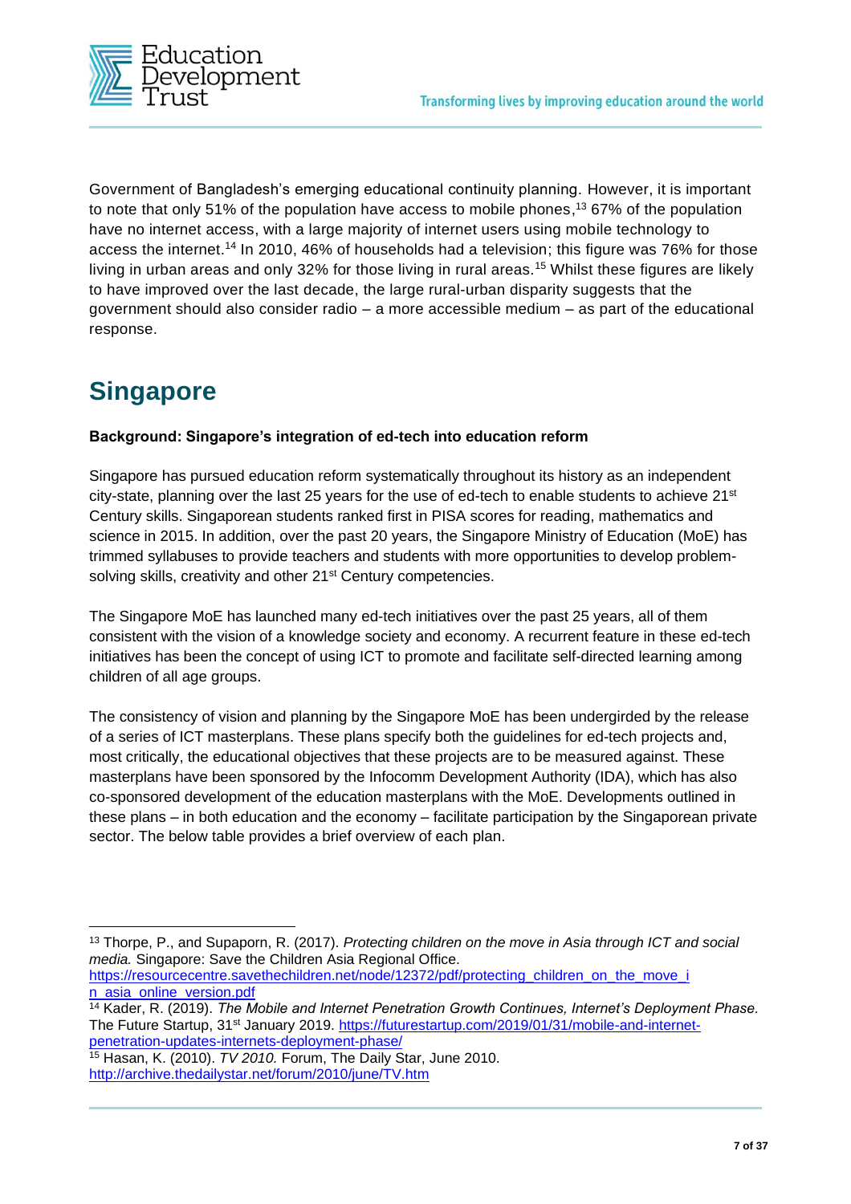Government of Bangladesh's emerging educational continuity planning. However, it is important to note that only 51% of the population have access to mobile phones,[13] 67% of the population have no internet access, with a large majority of internet users using mobile technology to access the internet.[14] In 2010, 46% of households had a television; this figure was 76% for those living in urban areas and only 32% for those living in rural areas.[15] Whilst these figures are likely to have improved over the last decade, the large rural-urban disparity suggests that the government should also consider radio – a more accessible medium – as part of the educational response.

## Singapore

**Background: Singapore's integration of ed-tech into education reform**

Singapore has pursued education reform systematically throughout its history as an independent city-state, planning over the last 25 years for the use of ed-tech to enable students to achieve 21st Century skills. Singaporean students ranked first in PISA scores for reading, mathematics and science in 2015. In addition, over the past 20 years, the Singapore Ministry of Education (MoE) has trimmed syllabuses to provide teachers and students with more opportunities to develop problem-solving skills, creativity and other 21st Century competencies.

The Singapore MoE has launched many ed-tech initiatives over the past 25 years, all of them consistent with the vision of a knowledge society and economy. A recurrent feature in these ed-tech initiatives has been the concept of using ICT to promote and facilitate self-directed learning among children of all age groups.

The consistency of vision and planning by the Singapore MoE has been undergirded by the release of a series of ICT masterplans. These plans specify both the guidelines for ed-tech projects and, most critically, the educational objectives that these projects are to be measured against. These masterplans have been sponsored by the Infocomm Development Authority (IDA), which has also co-sponsored development of the education masterplans with the MoE. Developments outlined in these plans – in both education and the economy – facilitate participation by the Singaporean private sector. The below table provides a brief overview of each plan.

---

[13] Thorpe, P., and Supaporn, R. (2017). *Protecting children on the move in Asia through ICT and social media.* Singapore: Save the Children Asia Regional Office. https://resourcecentre.savethechildren.net/node/12372/pdf/protecting_children_on_the_move_in_asia_online_version.pdf

[14] Kader, R. (2019). *The Mobile and Internet Penetration Growth Continues, Internet's Deployment Phase.* The Future Startup, 31st January 2019. https://futurestartup.com/2019/01/31/mobile-and-internet-penetration-updates-internets-deployment-phase/

[15] Hasan, K. (2010). *TV 2010.* Forum, The Daily Star, June 2010. http://archive.thedailystar.net/forum/2010/june/TV.htm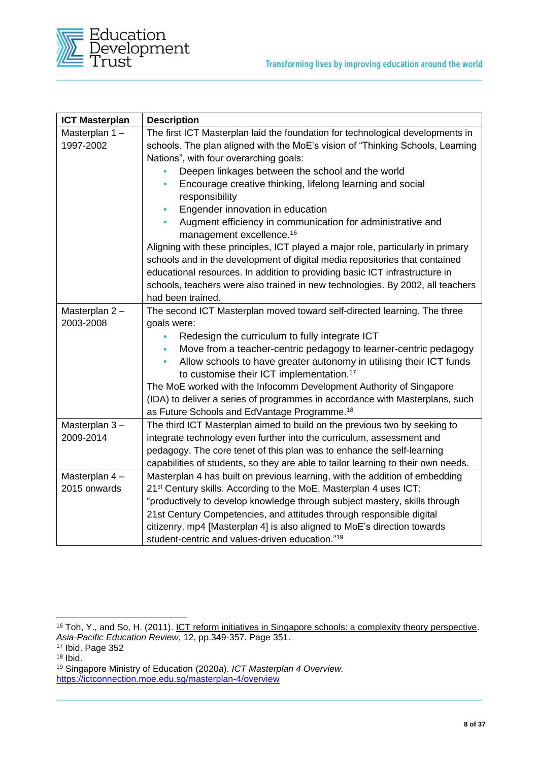| ICT Masterplan | Description |
|---|---|
| Masterplan 1 – 1997-2002 | The first ICT Masterplan laid the foundation for technological developments in schools. The plan aligned with the MoE's vision of "Thinking Schools, Learning Nations", with four overarching goals:<br>• Deepen linkages between the school and the world<br>• Encourage creative thinking, lifelong learning and social responsibility<br>• Engender innovation in education<br>• Augment efficiency in communication for administrative and management excellence.[16]<br>Aligning with these principles, ICT played a major role, particularly in primary schools and in the development of digital media repositories that contained educational resources. In addition to providing basic ICT infrastructure in schools, teachers were also trained in new technologies. By 2002, all teachers had been trained. |
| Masterplan 2 – 2003-2008 | The second ICT Masterplan moved toward self-directed learning. The three goals were:<br>• Redesign the curriculum to fully integrate ICT<br>• Move from a teacher-centric pedagogy to learner-centric pedagogy<br>• Allow schools to have greater autonomy in utilising their ICT funds to customise their ICT implementation.[17]<br>The MoE worked with the Infocomm Development Authority of Singapore (IDA) to deliver a series of programmes in accordance with Masterplans, such as Future Schools and EdVantage Programme.[18] |
| Masterplan 3 – 2009-2014 | The third ICT Masterplan aimed to build on the previous two by seeking to integrate technology even further into the curriculum, assessment and pedagogy. The core tenet of this plan was to enhance the self-learning capabilities of students, so they are able to tailor learning to their own needs. |
| Masterplan 4 – 2015 onwards | Masterplan 4 has built on previous learning, with the addition of embedding 21st Century skills. According to the MoE, Masterplan 4 uses ICT: "productively to develop knowledge through subject mastery, skills through 21st Century Competencies, and attitudes through responsible digital citizenry. mp4 [Masterplan 4] is also aligned to MoE's direction towards student-centric and values-driven education."[19] |

[16] Toh, Y., and So, H. (2011). ICT reform initiatives in Singapore schools: a complexity theory perspective. *Asia-Pacific Education Review*, 12, pp.349-357. Page 351.

[17] Ibid. Page 352

[18] Ibid.

[19] Singapore Ministry of Education (2020a). *ICT Masterplan 4 Overview.* https://ictconnection.moe.edu.sg/masterplan-4/overview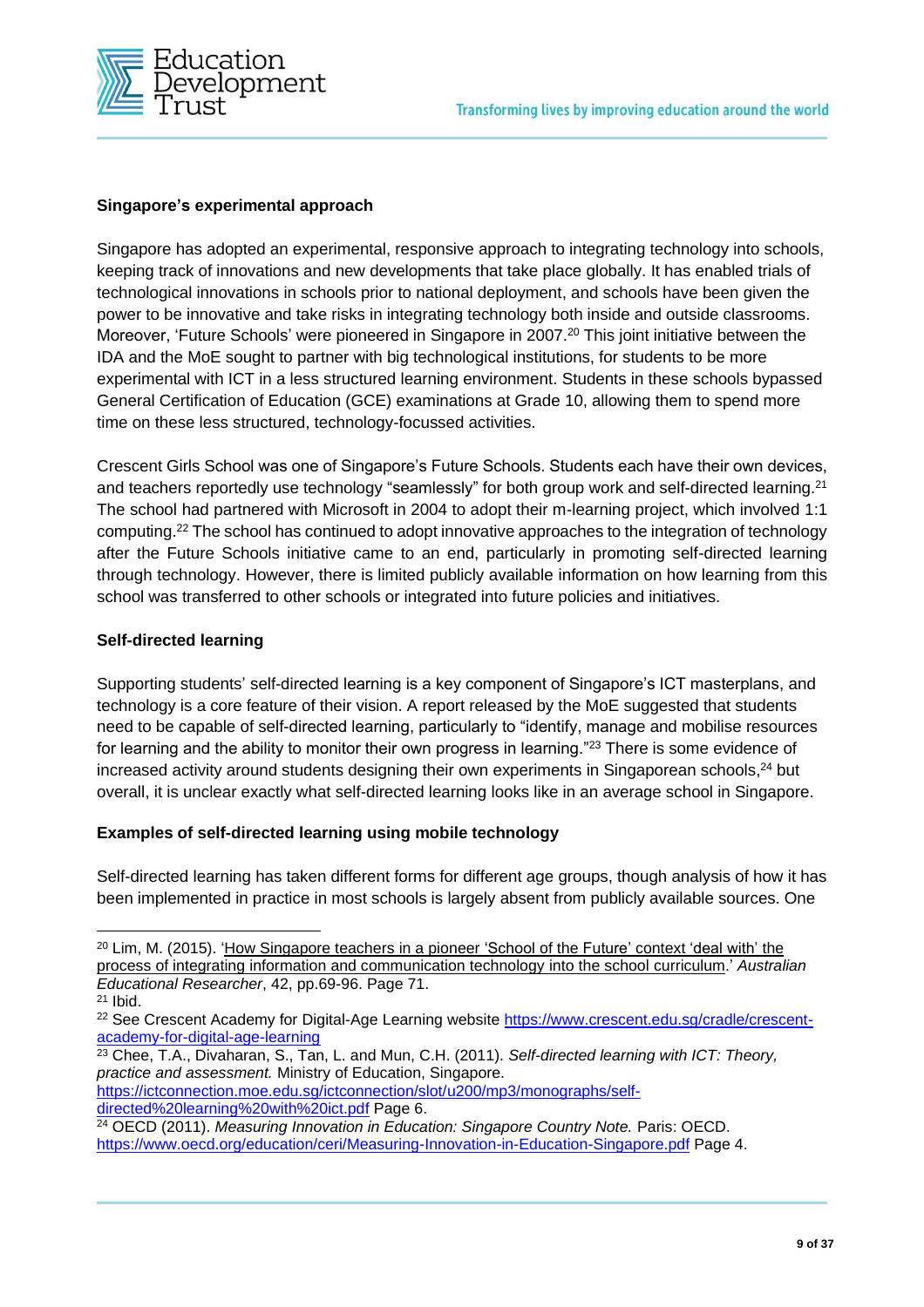### Singapore's experimental approach

Singapore has adopted an experimental, responsive approach to integrating technology into schools, keeping track of innovations and new developments that take place globally. It has enabled trials of technological innovations in schools prior to national deployment, and schools have been given the power to be innovative and take risks in integrating technology both inside and outside classrooms. Moreover, 'Future Schools' were pioneered in Singapore in 2007.[20] This joint initiative between the IDA and the MoE sought to partner with big technological institutions, for students to be more experimental with ICT in a less structured learning environment. Students in these schools bypassed General Certification of Education (GCE) examinations at Grade 10, allowing them to spend more time on these less structured, technology-focussed activities.

Crescent Girls School was one of Singapore's Future Schools. Students each have their own devices, and teachers reportedly use technology "seamlessly" for both group work and self-directed learning.[21] The school had partnered with Microsoft in 2004 to adopt their m-learning project, which involved 1:1 computing.[22] The school has continued to adopt innovative approaches to the integration of technology after the Future Schools initiative came to an end, particularly in promoting self-directed learning through technology. However, there is limited publicly available information on how learning from this school was transferred to other schools or integrated into future policies and initiatives.

### Self-directed learning

Supporting students' self-directed learning is a key component of Singapore's ICT masterplans, and technology is a core feature of their vision. A report released by the MoE suggested that students need to be capable of self-directed learning, particularly to "identify, manage and mobilise resources for learning and the ability to monitor their own progress in learning."[23] There is some evidence of increased activity around students designing their own experiments in Singaporean schools,[24] but overall, it is unclear exactly what self-directed learning looks like in an average school in Singapore.

### Examples of self-directed learning using mobile technology

Self-directed learning has taken different forms for different age groups, though analysis of how it has been implemented in practice in most schools is largely absent from publicly available sources. One

---

[20] Lim, M. (2015). 'How Singapore teachers in a pioneer 'School of the Future' context 'deal with' the process of integrating information and communication technology into the school curriculum.' *Australian Educational Researcher*, 42, pp.69-96. Page 71.

[21] Ibid.

[22] See Crescent Academy for Digital-Age Learning website https://www.crescent.edu.sg/cradle/crescent-academy-for-digital-age-learning

[23] Chee, T.A., Divaharan, S., Tan, L. and Mun, C.H. (2011). *Self-directed learning with ICT: Theory, practice and assessment.* Ministry of Education, Singapore. https://ictconnection.moe.edu.sg/ictconnection/slot/u200/mp3/monographs/self-directed%20learning%20with%20ict.pdf Page 6.

[24] OECD (2011). *Measuring Innovation in Education: Singapore Country Note.* Paris: OECD. https://www.oecd.org/education/ceri/Measuring-Innovation-in-Education-Singapore.pdf Page 4.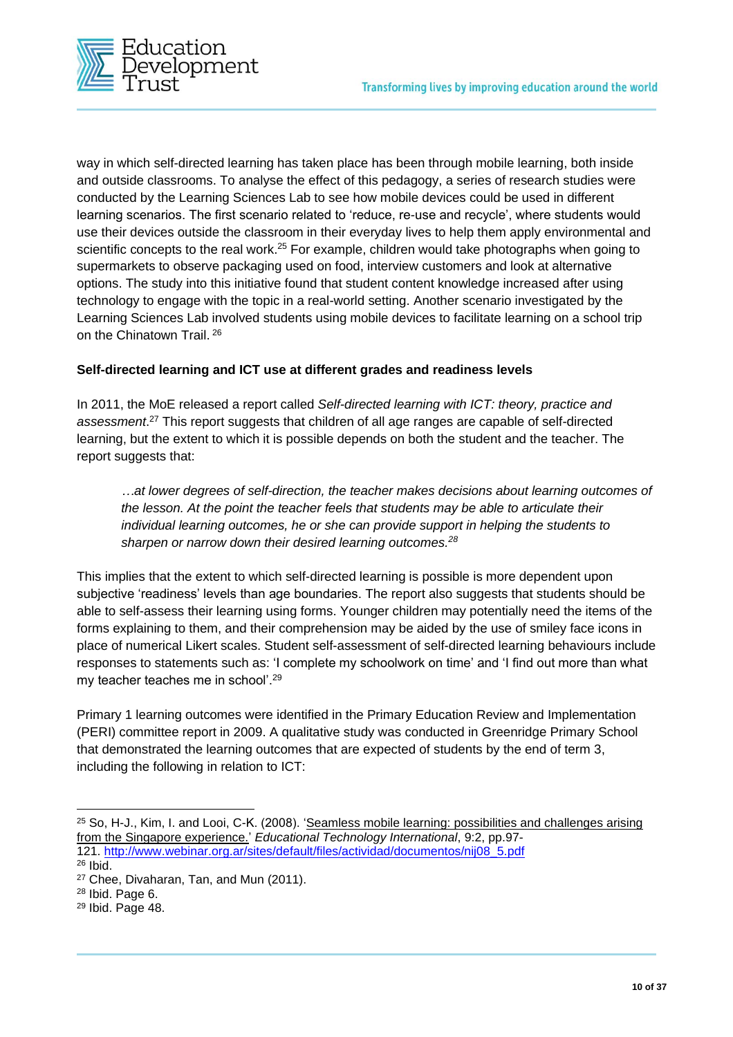way in which self-directed learning has taken place has been through mobile learning, both inside and outside classrooms. To analyse the effect of this pedagogy, a series of research studies were conducted by the Learning Sciences Lab to see how mobile devices could be used in different learning scenarios. The first scenario related to 'reduce, re-use and recycle', where students would use their devices outside the classroom in their everyday lives to help them apply environmental and scientific concepts to the real work.[25] For example, children would take photographs when going to supermarkets to observe packaging used on food, interview customers and look at alternative options. The study into this initiative found that student content knowledge increased after using technology to engage with the topic in a real-world setting. Another scenario investigated by the Learning Sciences Lab involved students using mobile devices to facilitate learning on a school trip on the Chinatown Trail.[26]

**Self-directed learning and ICT use at different grades and readiness levels**

In 2011, the MoE released a report called *Self-directed learning with ICT: theory, practice and assessment*.[27] This report suggests that children of all age ranges are capable of self-directed learning, but the extent to which it is possible depends on both the student and the teacher. The report suggests that:

> *…at lower degrees of self-direction, the teacher makes decisions about learning outcomes of the lesson. At the point the teacher feels that students may be able to articulate their individual learning outcomes, he or she can provide support in helping the students to sharpen or narrow down their desired learning outcomes.*[28]

This implies that the extent to which self-directed learning is possible is more dependent upon subjective 'readiness' levels than age boundaries. The report also suggests that students should be able to self-assess their learning using forms. Younger children may potentially need the items of the forms explaining to them, and their comprehension may be aided by the use of smiley face icons in place of numerical Likert scales. Student self-assessment of self-directed learning behaviours include responses to statements such as: 'I complete my schoolwork on time' and 'I find out more than what my teacher teaches me in school'.[29]

Primary 1 learning outcomes were identified in the Primary Education Review and Implementation (PERI) committee report in 2009. A qualitative study was conducted in Greenridge Primary School that demonstrated the learning outcomes that are expected of students by the end of term 3, including the following in relation to ICT:

---

[25] So, H-J., Kim, I. and Looi, C-K. (2008). 'Seamless mobile learning: possibilities and challenges arising from the Singapore experience.' *Educational Technology International*, 9:2, pp.97-121. http://www.webinar.org.ar/sites/default/files/actividad/documentos/nij08_5.pdf

[26] Ibid.

[27] Chee, Divaharan, Tan, and Mun (2011).

[28] Ibid. Page 6.

[29] Ibid. Page 48.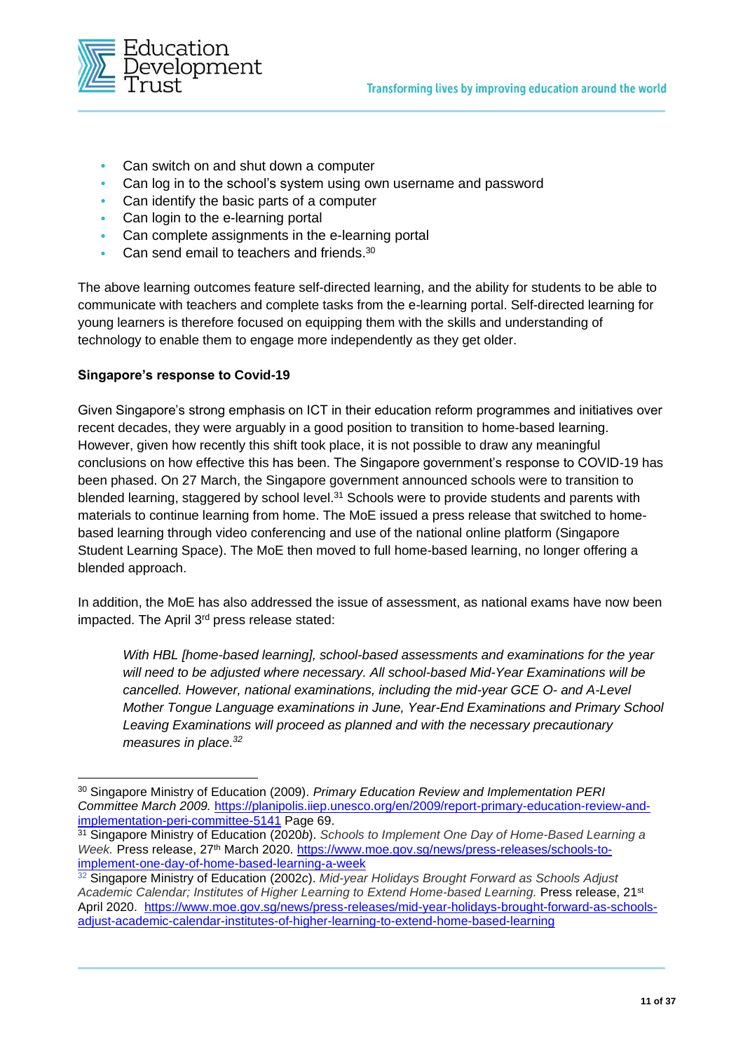- Can switch on and shut down a computer
- Can log in to the school's system using own username and password
- Can identify the basic parts of a computer
- Can login to the e-learning portal
- Can complete assignments in the e-learning portal
- Can send email to teachers and friends.[30]

The above learning outcomes feature self-directed learning, and the ability for students to be able to communicate with teachers and complete tasks from the e-learning portal. Self-directed learning for young learners is therefore focused on equipping them with the skills and understanding of technology to enable them to engage more independently as they get older.

**Singapore's response to Covid-19**

Given Singapore's strong emphasis on ICT in their education reform programmes and initiatives over recent decades, they were arguably in a good position to transition to home-based learning. However, given how recently this shift took place, it is not possible to draw any meaningful conclusions on how effective this has been. The Singapore government's response to COVID-19 has been phased. On 27 March, the Singapore government announced schools were to transition to blended learning, staggered by school level.[31] Schools were to provide students and parents with materials to continue learning from home. The MoE issued a press release that switched to home-based learning through video conferencing and use of the national online platform (Singapore Student Learning Space). The MoE then moved to full home-based learning, no longer offering a blended approach.

In addition, the MoE has also addressed the issue of assessment, as national exams have now been impacted. The April 3rd press release stated:

> *With HBL [home-based learning], school-based assessments and examinations for the year will need to be adjusted where necessary. All school-based Mid-Year Examinations will be cancelled. However, national examinations, including the mid-year GCE O- and A-Level Mother Tongue Language examinations in June, Year-End Examinations and Primary School Leaving Examinations will proceed as planned and with the necessary precautionary measures in place.[32]*

---

[30] Singapore Ministry of Education (2009). *Primary Education Review and Implementation PERI Committee March 2009.* https://planipolis.iiep.unesco.org/en/2009/report-primary-education-review-and-implementation-peri-committee-5141 Page 69.

[31] Singapore Ministry of Education (2020*b*). *Schools to Implement One Day of Home-Based Learning a Week.* Press release, 27th March 2020. https://www.moe.gov.sg/news/press-releases/schools-to-implement-one-day-of-home-based-learning-a-week

[32] Singapore Ministry of Education (2002*c*). *Mid-year Holidays Brought Forward as Schools Adjust Academic Calendar; Institutes of Higher Learning to Extend Home-based Learning.* Press release, 21st April 2020. https://www.moe.gov.sg/news/press-releases/mid-year-holidays-brought-forward-as-schools-adjust-academic-calendar-institutes-of-higher-learning-to-extend-home-based-learning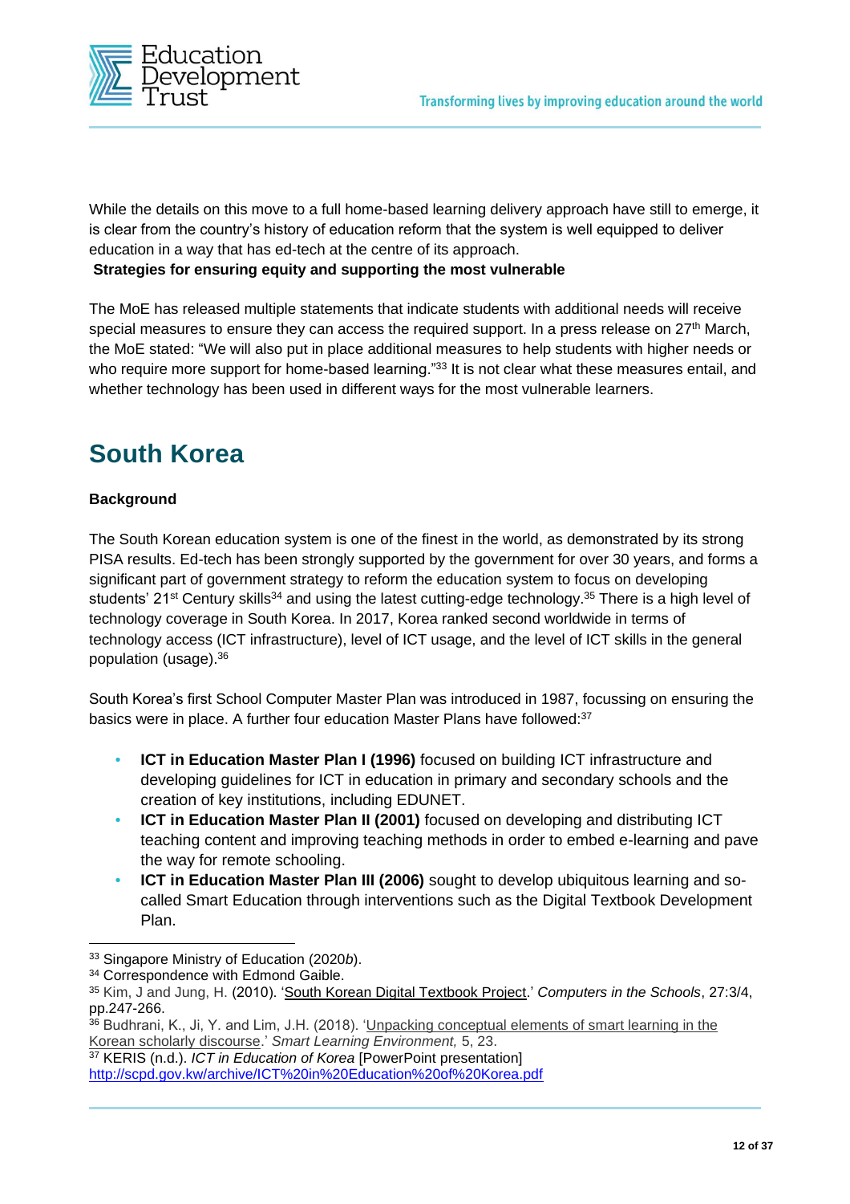While the details on this move to a full home-based learning delivery approach have still to emerge, it is clear from the country's history of education reform that the system is well equipped to deliver education in a way that has ed-tech at the centre of its approach.

**Strategies for ensuring equity and supporting the most vulnerable**

The MoE has released multiple statements that indicate students with additional needs will receive special measures to ensure they can access the required support. In a press release on 27th March, the MoE stated: "We will also put in place additional measures to help students with higher needs or who require more support for home-based learning."[33] It is not clear what these measures entail, and whether technology has been used in different ways for the most vulnerable learners.

## South Korea

**Background**

The South Korean education system is one of the finest in the world, as demonstrated by its strong PISA results. Ed-tech has been strongly supported by the government for over 30 years, and forms a significant part of government strategy to reform the education system to focus on developing students' 21st Century skills[34] and using the latest cutting-edge technology.[35] There is a high level of technology coverage in South Korea. In 2017, Korea ranked second worldwide in terms of technology access (ICT infrastructure), level of ICT usage, and the level of ICT skills in the general population (usage).[36]

South Korea's first School Computer Master Plan was introduced in 1987, focussing on ensuring the basics were in place. A further four education Master Plans have followed:[37]

- **ICT in Education Master Plan I (1996)** focused on building ICT infrastructure and developing guidelines for ICT in education in primary and secondary schools and the creation of key institutions, including EDUNET.
- **ICT in Education Master Plan II (2001)** focused on developing and distributing ICT teaching content and improving teaching methods in order to embed e-learning and pave the way for remote schooling.
- **ICT in Education Master Plan III (2006)** sought to develop ubiquitous learning and so-called Smart Education through interventions such as the Digital Textbook Development Plan.

---

[33] Singapore Ministry of Education (2020*b*).

[34] Correspondence with Edmond Gaible.

[35] Kim, J and Jung, H. (2010). 'South Korean Digital Textbook Project.' *Computers in the Schools*, 27:3/4, pp.247-266.

[36] Budhrani, K., Ji, Y. and Lim, J.H. (2018). 'Unpacking conceptual elements of smart learning in the Korean scholarly discourse.' *Smart Learning Environment,* 5, 23.

[37] KERIS (n.d.). *ICT in Education of Korea* [PowerPoint presentation] http://scpd.gov.kw/archive/ICT%20in%20Education%20of%20Korea.pdf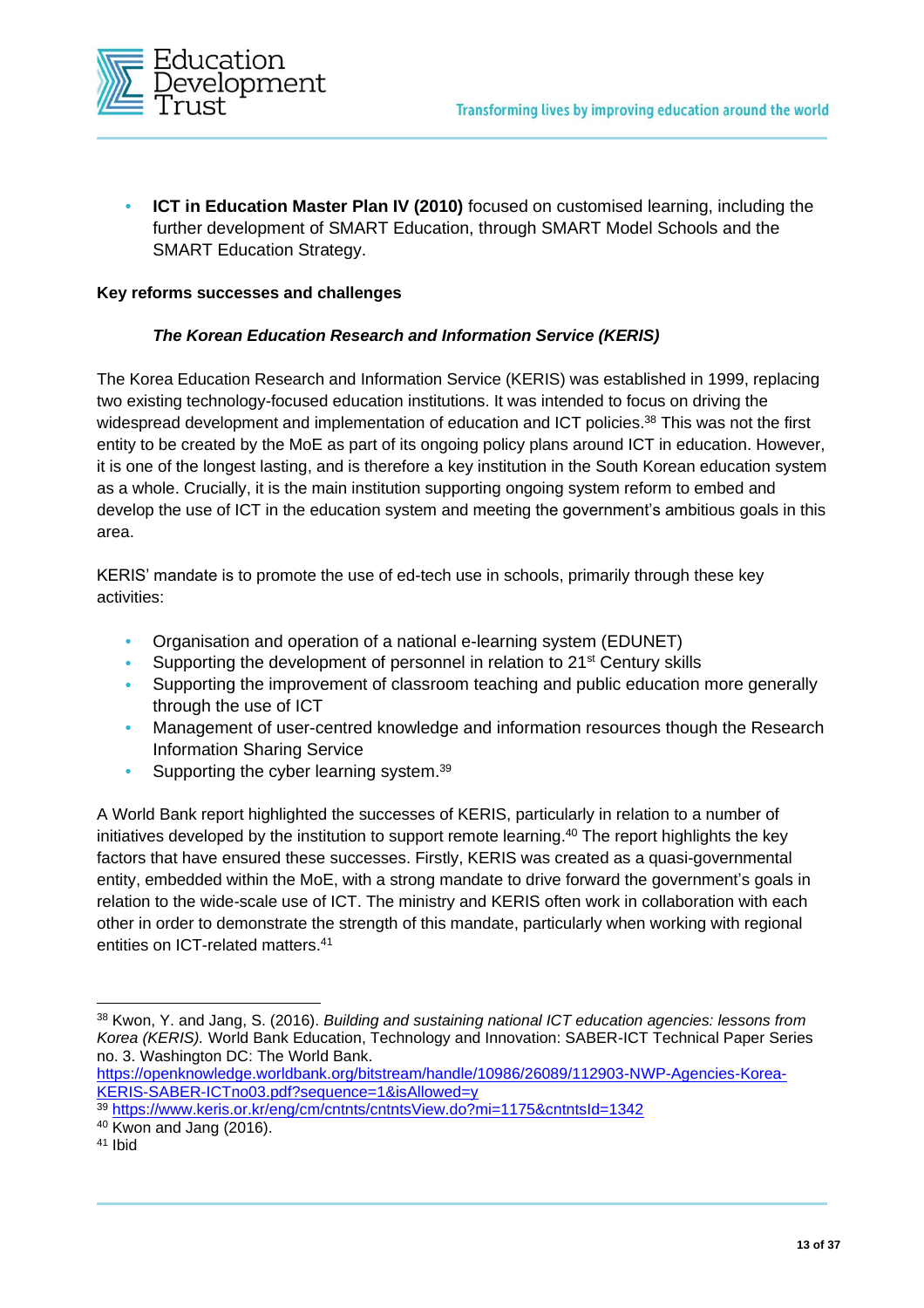- **ICT in Education Master Plan IV (2010)** focused on customised learning, including the further development of SMART Education, through SMART Model Schools and the SMART Education Strategy.

**Key reforms successes and challenges**

***The Korean Education Research and Information Service (KERIS)***

The Korea Education Research and Information Service (KERIS) was established in 1999, replacing two existing technology-focused education institutions. It was intended to focus on driving the widespread development and implementation of education and ICT policies.[38] This was not the first entity to be created by the MoE as part of its ongoing policy plans around ICT in education. However, it is one of the longest lasting, and is therefore a key institution in the South Korean education system as a whole. Crucially, it is the main institution supporting ongoing system reform to embed and develop the use of ICT in the education system and meeting the government's ambitious goals in this area.

KERIS' mandate is to promote the use of ed-tech use in schools, primarily through these key activities:

- Organisation and operation of a national e-learning system (EDUNET)
- Supporting the development of personnel in relation to 21st Century skills
- Supporting the improvement of classroom teaching and public education more generally through the use of ICT
- Management of user-centred knowledge and information resources though the Research Information Sharing Service
- Supporting the cyber learning system.[39]

A World Bank report highlighted the successes of KERIS, particularly in relation to a number of initiatives developed by the institution to support remote learning.[40] The report highlights the key factors that have ensured these successes. Firstly, KERIS was created as a quasi-governmental entity, embedded within the MoE, with a strong mandate to drive forward the government's goals in relation to the wide-scale use of ICT. The ministry and KERIS often work in collaboration with each other in order to demonstrate the strength of this mandate, particularly when working with regional entities on ICT-related matters.[41]

---

[38] Kwon, Y. and Jang, S. (2016). *Building and sustaining national ICT education agencies: lessons from Korea (KERIS).* World Bank Education, Technology and Innovation: SABER-ICT Technical Paper Series no. 3. Washington DC: The World Bank. https://openknowledge.worldbank.org/bitstream/handle/10986/26089/112903-NWP-Agencies-Korea-KERIS-SABER-ICTno03.pdf?sequence=1&isAllowed=y

[39] https://www.keris.or.kr/eng/cm/cntnts/cntntsView.do?mi=1175&cntntsId=1342

[40] Kwon and Jang (2016).

[41] Ibid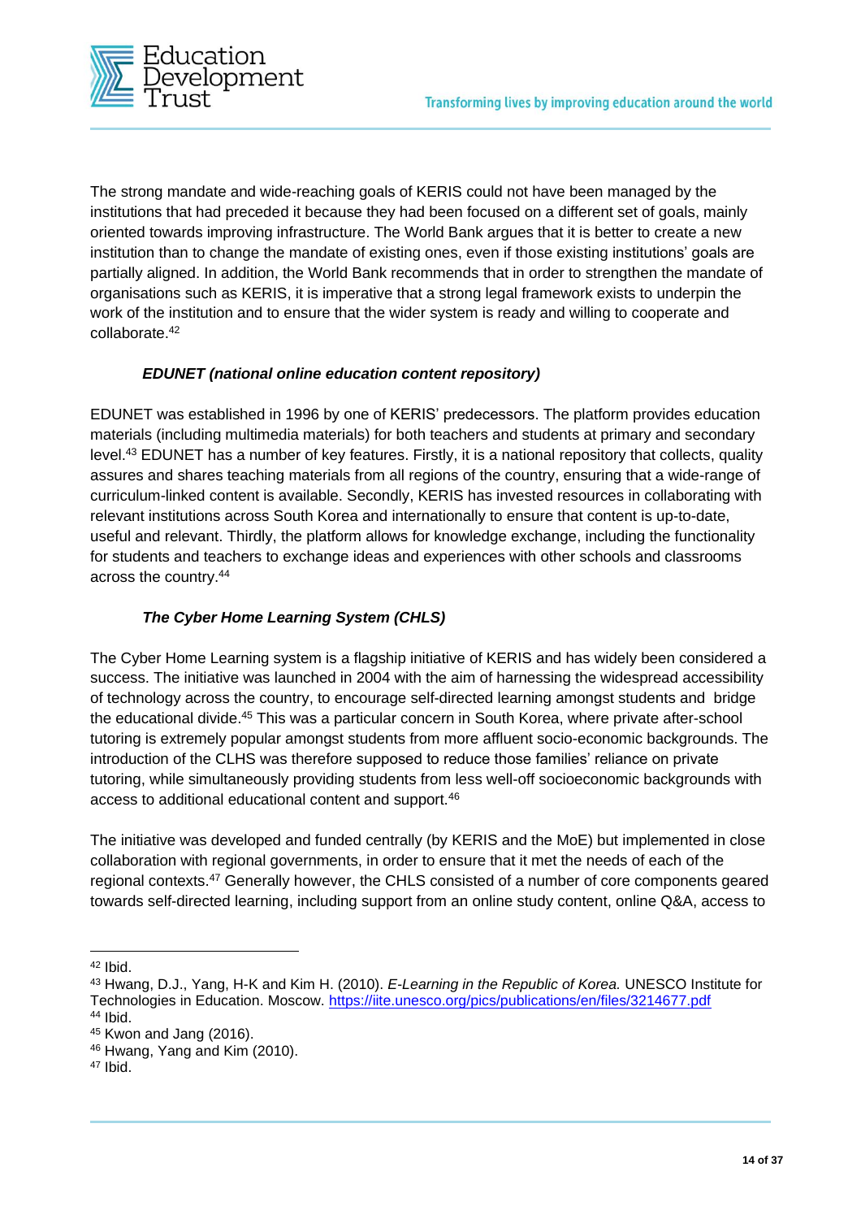The strong mandate and wide-reaching goals of KERIS could not have been managed by the institutions that had preceded it because they had been focused on a different set of goals, mainly oriented towards improving infrastructure. The World Bank argues that it is better to create a new institution than to change the mandate of existing ones, even if those existing institutions' goals are partially aligned. In addition, the World Bank recommends that in order to strengthen the mandate of organisations such as KERIS, it is imperative that a strong legal framework exists to underpin the work of the institution and to ensure that the wider system is ready and willing to cooperate and collaborate.[42]

***EDUNET (national online education content repository)***

EDUNET was established in 1996 by one of KERIS' predecessors. The platform provides education materials (including multimedia materials) for both teachers and students at primary and secondary level.[43] EDUNET has a number of key features. Firstly, it is a national repository that collects, quality assures and shares teaching materials from all regions of the country, ensuring that a wide-range of curriculum-linked content is available. Secondly, KERIS has invested resources in collaborating with relevant institutions across South Korea and internationally to ensure that content is up-to-date, useful and relevant. Thirdly, the platform allows for knowledge exchange, including the functionality for students and teachers to exchange ideas and experiences with other schools and classrooms across the country.[44]

***The Cyber Home Learning System (CHLS)***

The Cyber Home Learning system is a flagship initiative of KERIS and has widely been considered a success. The initiative was launched in 2004 with the aim of harnessing the widespread accessibility of technology across the country, to encourage self-directed learning amongst students and bridge the educational divide.[45] This was a particular concern in South Korea, where private after-school tutoring is extremely popular amongst students from more affluent socio-economic backgrounds. The introduction of the CLHS was therefore supposed to reduce those families' reliance on private tutoring, while simultaneously providing students from less well-off socioeconomic backgrounds with access to additional educational content and support.[46]

The initiative was developed and funded centrally (by KERIS and the MoE) but implemented in close collaboration with regional governments, in order to ensure that it met the needs of each of the regional contexts.[47] Generally however, the CHLS consisted of a number of core components geared towards self-directed learning, including support from an online study content, online Q&A, access to

---

[42] Ibid.

[43] Hwang, D.J., Yang, H-K and Kim H. (2010). *E-Learning in the Republic of Korea.* UNESCO Institute for Technologies in Education. Moscow. https://iite.unesco.org/pics/publications/en/files/3214677.pdf

[44] Ibid.

[45] Kwon and Jang (2016).

[46] Hwang, Yang and Kim (2010).

[47] Ibid.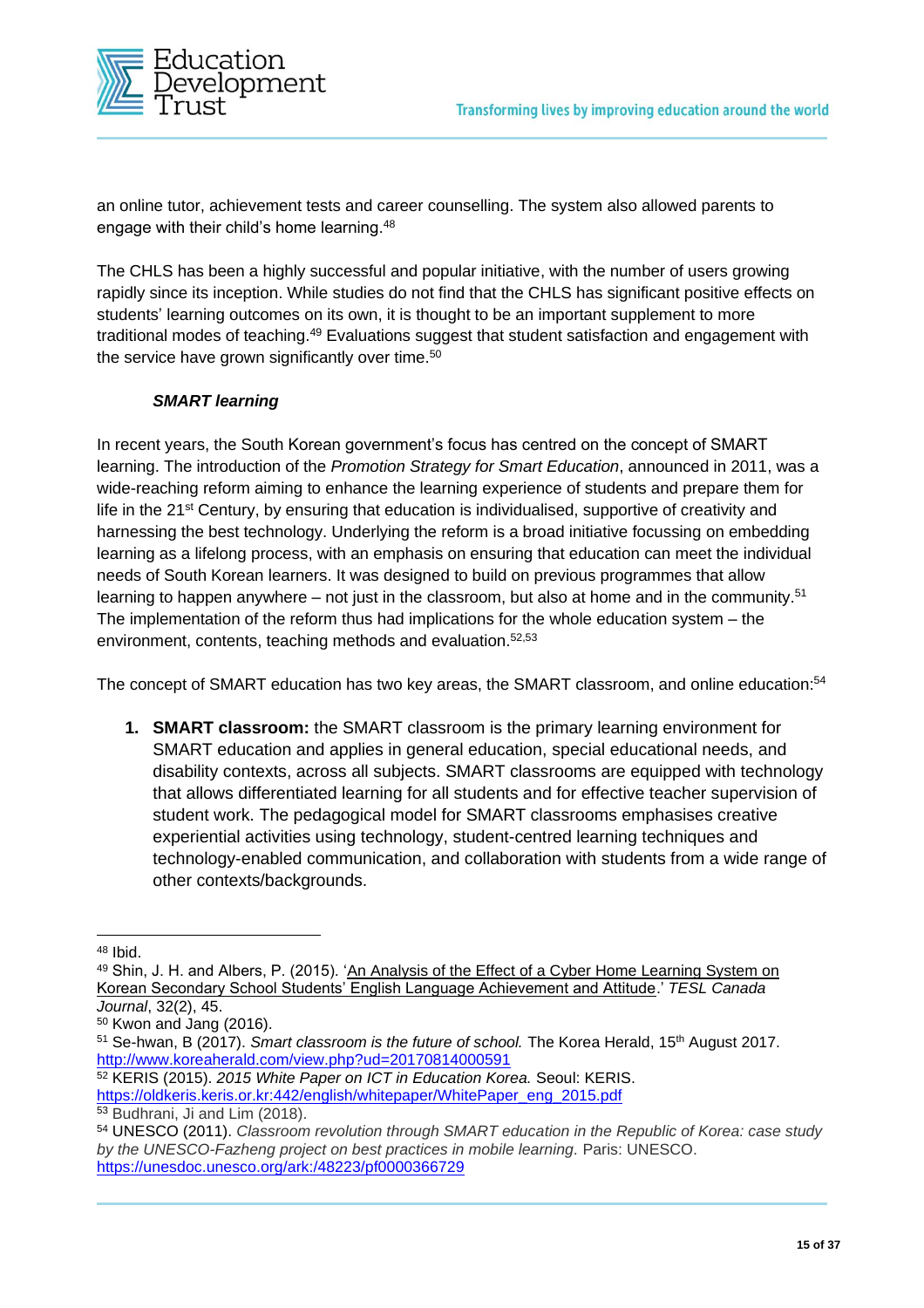an online tutor, achievement tests and career counselling. The system also allowed parents to engage with their child's home learning.[48]

The CHLS has been a highly successful and popular initiative, with the number of users growing rapidly since its inception. While studies do not find that the CHLS has significant positive effects on students' learning outcomes on its own, it is thought to be an important supplement to more traditional modes of teaching.[49] Evaluations suggest that student satisfaction and engagement with the service have grown significantly over time.[50]

#### *SMART learning*

In recent years, the South Korean government's focus has centred on the concept of SMART learning. The introduction of the *Promotion Strategy for Smart Education*, announced in 2011, was a wide-reaching reform aiming to enhance the learning experience of students and prepare them for life in the 21st Century, by ensuring that education is individualised, supportive of creativity and harnessing the best technology. Underlying the reform is a broad initiative focussing on embedding learning as a lifelong process, with an emphasis on ensuring that education can meet the individual needs of South Korean learners. It was designed to build on previous programmes that allow learning to happen anywhere – not just in the classroom, but also at home and in the community.[51] The implementation of the reform thus had implications for the whole education system – the environment, contents, teaching methods and evaluation.[52,53]

The concept of SMART education has two key areas, the SMART classroom, and online education:[54]

1. **SMART classroom:** the SMART classroom is the primary learning environment for SMART education and applies in general education, special educational needs, and disability contexts, across all subjects. SMART classrooms are equipped with technology that allows differentiated learning for all students and for effective teacher supervision of student work. The pedagogical model for SMART classrooms emphasises creative experiential activities using technology, student-centred learning techniques and technology-enabled communication, and collaboration with students from a wide range of other contexts/backgrounds.

---

[48] Ibid.

[49] Shin, J. H. and Albers, P. (2015). 'An Analysis of the Effect of a Cyber Home Learning System on Korean Secondary School Students' English Language Achievement and Attitude.' *TESL Canada Journal*, 32(2), 45.

[50] Kwon and Jang (2016).

[51] Se-hwan, B (2017). *Smart classroom is the future of school.* The Korea Herald, 15th August 2017. http://www.koreaherald.com/view.php?ud=20170814000591

[52] KERIS (2015). *2015 White Paper on ICT in Education Korea.* Seoul: KERIS. https://oldkeris.keris.or.kr:442/english/whitepaper/WhitePaper_eng_2015.pdf

[53] Budhrani, Ji and Lim (2018).

[54] UNESCO (2011). *Classroom revolution through SMART education in the Republic of Korea: case study by the UNESCO-Fazheng project on best practices in mobile learning.* Paris: UNESCO. https://unesdoc.unesco.org/ark:/48223/pf0000366729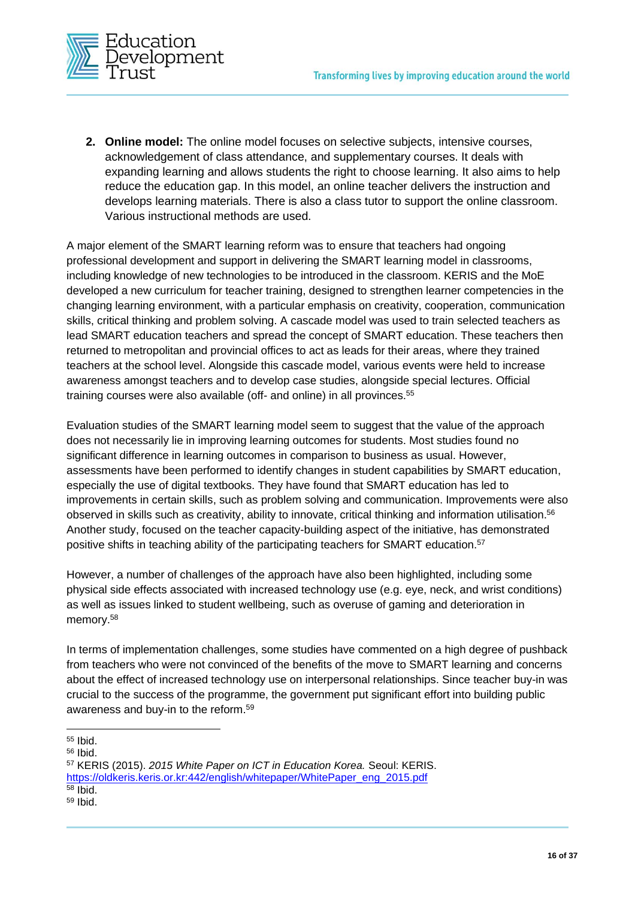2. **Online model:** The online model focuses on selective subjects, intensive courses, acknowledgement of class attendance, and supplementary courses. It deals with expanding learning and allows students the right to choose learning. It also aims to help reduce the education gap. In this model, an online teacher delivers the instruction and develops learning materials. There is also a class tutor to support the online classroom. Various instructional methods are used.

A major element of the SMART learning reform was to ensure that teachers had ongoing professional development and support in delivering the SMART learning model in classrooms, including knowledge of new technologies to be introduced in the classroom. KERIS and the MoE developed a new curriculum for teacher training, designed to strengthen learner competencies in the changing learning environment, with a particular emphasis on creativity, cooperation, communication skills, critical thinking and problem solving. A cascade model was used to train selected teachers as lead SMART education teachers and spread the concept of SMART education. These teachers then returned to metropolitan and provincial offices to act as leads for their areas, where they trained teachers at the school level. Alongside this cascade model, various events were held to increase awareness amongst teachers and to develop case studies, alongside special lectures. Official training courses were also available (off- and online) in all provinces.[55]

Evaluation studies of the SMART learning model seem to suggest that the value of the approach does not necessarily lie in improving learning outcomes for students. Most studies found no significant difference in learning outcomes in comparison to business as usual. However, assessments have been performed to identify changes in student capabilities by SMART education, especially the use of digital textbooks. They have found that SMART education has led to improvements in certain skills, such as problem solving and communication. Improvements were also observed in skills such as creativity, ability to innovate, critical thinking and information utilisation.[56] Another study, focused on the teacher capacity-building aspect of the initiative, has demonstrated positive shifts in teaching ability of the participating teachers for SMART education.[57]

However, a number of challenges of the approach have also been highlighted, including some physical side effects associated with increased technology use (e.g. eye, neck, and wrist conditions) as well as issues linked to student wellbeing, such as overuse of gaming and deterioration in memory.[58]

In terms of implementation challenges, some studies have commented on a high degree of pushback from teachers who were not convinced of the benefits of the move to SMART learning and concerns about the effect of increased technology use on interpersonal relationships. Since teacher buy-in was crucial to the success of the programme, the government put significant effort into building public awareness and buy-in to the reform.[59]

---

[55] Ibid.

[56] Ibid.

[57] KERIS (2015). *2015 White Paper on ICT in Education Korea.* Seoul: KERIS. https://oldkeris.keris.or.kr:442/english/whitepaper/WhitePaper_eng_2015.pdf

[58] Ibid.

[59] Ibid.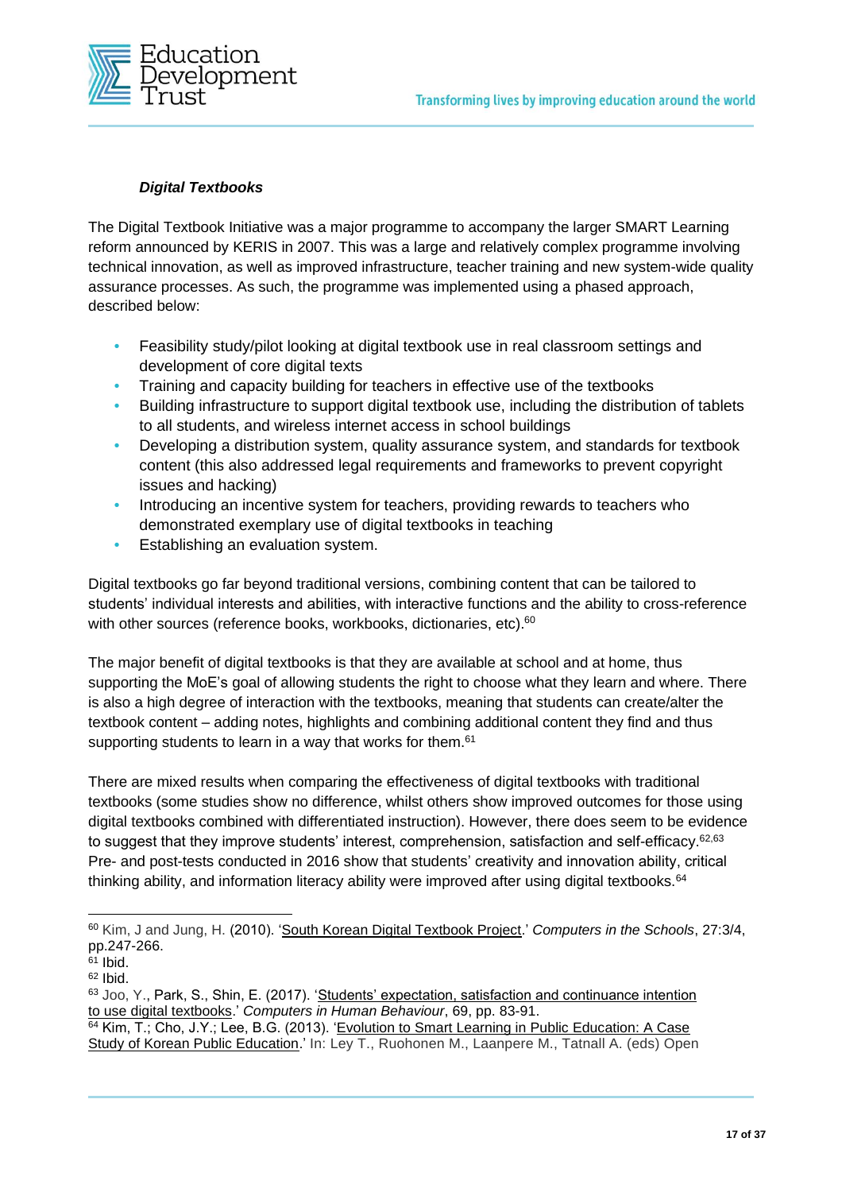***Digital Textbooks***

The Digital Textbook Initiative was a major programme to accompany the larger SMART Learning reform announced by KERIS in 2007. This was a large and relatively complex programme involving technical innovation, as well as improved infrastructure, teacher training and new system-wide quality assurance processes. As such, the programme was implemented using a phased approach, described below:

- Feasibility study/pilot looking at digital textbook use in real classroom settings and development of core digital texts
- Training and capacity building for teachers in effective use of the textbooks
- Building infrastructure to support digital textbook use, including the distribution of tablets to all students, and wireless internet access in school buildings
- Developing a distribution system, quality assurance system, and standards for textbook content (this also addressed legal requirements and frameworks to prevent copyright issues and hacking)
- Introducing an incentive system for teachers, providing rewards to teachers who demonstrated exemplary use of digital textbooks in teaching
- Establishing an evaluation system.

Digital textbooks go far beyond traditional versions, combining content that can be tailored to students' individual interests and abilities, with interactive functions and the ability to cross-reference with other sources (reference books, workbooks, dictionaries, etc).[60]

The major benefit of digital textbooks is that they are available at school and at home, thus supporting the MoE's goal of allowing students the right to choose what they learn and where. There is also a high degree of interaction with the textbooks, meaning that students can create/alter the textbook content – adding notes, highlights and combining additional content they find and thus supporting students to learn in a way that works for them.[61]

There are mixed results when comparing the effectiveness of digital textbooks with traditional textbooks (some studies show no difference, whilst others show improved outcomes for those using digital textbooks combined with differentiated instruction). However, there does seem to be evidence to suggest that they improve students' interest, comprehension, satisfaction and self-efficacy.[62,63] Pre- and post-tests conducted in 2016 show that students' creativity and innovation ability, critical thinking ability, and information literacy ability were improved after using digital textbooks.[64]

---

[60] Kim, J and Jung, H. (2010). 'South Korean Digital Textbook Project.' *Computers in the Schools*, 27:3/4, pp.247-266.

[61] Ibid.

[62] Ibid.

[63] Joo, Y., Park, S., Shin, E. (2017). 'Students' expectation, satisfaction and continuance intention to use digital textbooks.' *Computers in Human Behaviour*, 69, pp. 83-91.

[64] Kim, T.; Cho, J.Y.; Lee, B.G. (2013). 'Evolution to Smart Learning in Public Education: A Case Study of Korean Public Education.' In: Ley T., Ruohonen M., Laanpere M., Tatnall A. (eds) Open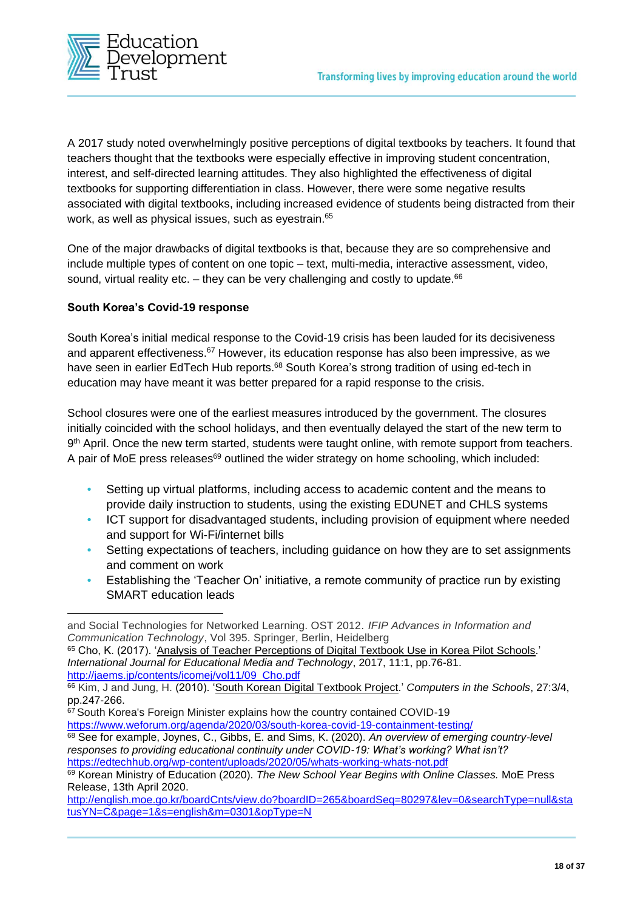A 2017 study noted overwhelmingly positive perceptions of digital textbooks by teachers. It found that teachers thought that the textbooks were especially effective in improving student concentration, interest, and self-directed learning attitudes. They also highlighted the effectiveness of digital textbooks for supporting differentiation in class. However, there were some negative results associated with digital textbooks, including increased evidence of students being distracted from their work, as well as physical issues, such as eyestrain.[65]

One of the major drawbacks of digital textbooks is that, because they are so comprehensive and include multiple types of content on one topic – text, multi-media, interactive assessment, video, sound, virtual reality etc. – they can be very challenging and costly to update.[66]

**South Korea's Covid-19 response**

South Korea's initial medical response to the Covid-19 crisis has been lauded for its decisiveness and apparent effectiveness.[67] However, its education response has also been impressive, as we have seen in earlier EdTech Hub reports.[68] South Korea's strong tradition of using ed-tech in education may have meant it was better prepared for a rapid response to the crisis.

School closures were one of the earliest measures introduced by the government. The closures initially coincided with the school holidays, and then eventually delayed the start of the new term to 9th April. Once the new term started, students were taught online, with remote support from teachers. A pair of MoE press releases[69] outlined the wider strategy on home schooling, which included:

- Setting up virtual platforms, including access to academic content and the means to provide daily instruction to students, using the existing EDUNET and CHLS systems
- ICT support for disadvantaged students, including provision of equipment where needed and support for Wi-Fi/internet bills
- Setting expectations of teachers, including guidance on how they are to set assignments and comment on work
- Establishing the 'Teacher On' initiative, a remote community of practice run by existing SMART education leads

---

and Social Technologies for Networked Learning. OST 2012. *IFIP Advances in Information and Communication Technology*, Vol 395. Springer, Berlin, Heidelberg

[65] Cho, K. (2017). 'Analysis of Teacher Perceptions of Digital Textbook Use in Korea Pilot Schools.' *International Journal for Educational Media and Technology*, 2017, 11:1, pp.76-81. http://jaems.jp/contents/icomej/vol11/09_Cho.pdf

[66] Kim, J and Jung, H. (2010). 'South Korean Digital Textbook Project.' *Computers in the Schools*, 27:3/4, pp.247-266.

[67] South Korea's Foreign Minister explains how the country contained COVID-19 https://www.weforum.org/agenda/2020/03/south-korea-covid-19-containment-testing/

[68] See for example, Joynes, C., Gibbs, E. and Sims, K. (2020). *An overview of emerging country-level responses to providing educational continuity under COVID-19: What's working? What isn't?* https://edtechhub.org/wp-content/uploads/2020/05/whats-working-whats-not.pdf

[69] Korean Ministry of Education (2020). *The New School Year Begins with Online Classes.* MoE Press Release, 13th April 2020. http://english.moe.go.kr/boardCnts/view.do?boardID=265&boardSeq=80297&lev=0&searchType=null&statusYN=C&page=1&s=english&m=0301&opType=N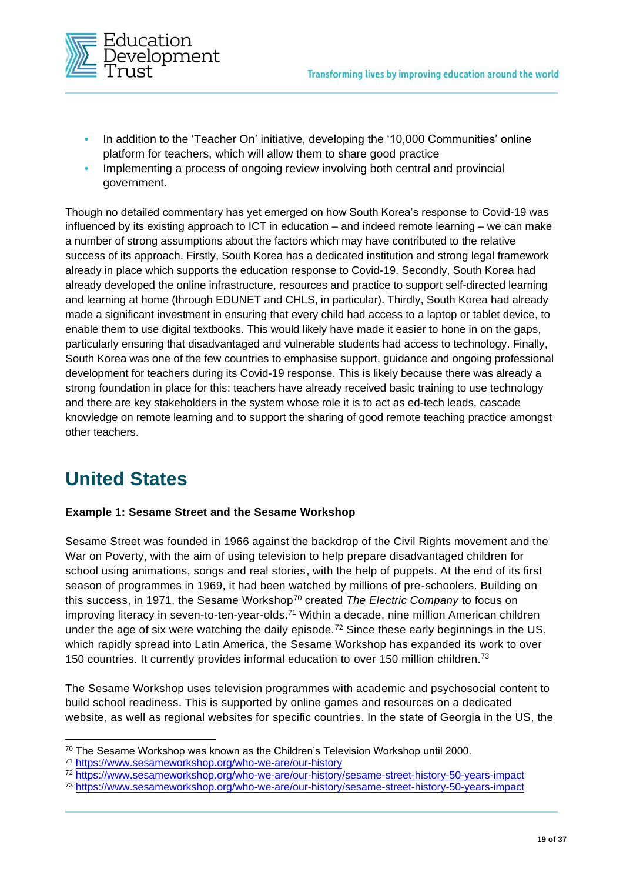- In addition to the 'Teacher On' initiative, developing the '10,000 Communities' online platform for teachers, which will allow them to share good practice
- Implementing a process of ongoing review involving both central and provincial government.

Though no detailed commentary has yet emerged on how South Korea's response to Covid-19 was influenced by its existing approach to ICT in education – and indeed remote learning – we can make a number of strong assumptions about the factors which may have contributed to the relative success of its approach. Firstly, South Korea has a dedicated institution and strong legal framework already in place which supports the education response to Covid-19. Secondly, South Korea had already developed the online infrastructure, resources and practice to support self-directed learning and learning at home (through EDUNET and CHLS, in particular). Thirdly, South Korea had already made a significant investment in ensuring that every child had access to a laptop or tablet device, to enable them to use digital textbooks. This would likely have made it easier to hone in on the gaps, particularly ensuring that disadvantaged and vulnerable students had access to technology. Finally, South Korea was one of the few countries to emphasise support, guidance and ongoing professional development for teachers during its Covid-19 response. This is likely because there was already a strong foundation in place for this: teachers have already received basic training to use technology and there are key stakeholders in the system whose role it is to act as ed-tech leads, cascade knowledge on remote learning and to support the sharing of good remote teaching practice amongst other teachers.

## United States

**Example 1: Sesame Street and the Sesame Workshop**

Sesame Street was founded in 1966 against the backdrop of the Civil Rights movement and the War on Poverty, with the aim of using television to help prepare disadvantaged children for school using animations, songs and real stories, with the help of puppets. At the end of its first season of programmes in 1969, it had been watched by millions of pre-schoolers. Building on this success, in 1971, the Sesame Workshop[70] created *The Electric Company* to focus on improving literacy in seven-to-ten-year-olds.[71] Within a decade, nine million American children under the age of six were watching the daily episode.[72] Since these early beginnings in the US, which rapidly spread into Latin America, the Sesame Workshop has expanded its work to over 150 countries. It currently provides informal education to over 150 million children.[73]

The Sesame Workshop uses television programmes with academic and psychosocial content to build school readiness. This is supported by online games and resources on a dedicated website, as well as regional websites for specific countries. In the state of Georgia in the US, the

---

[70] The Sesame Workshop was known as the Children's Television Workshop until 2000.

[71] https://www.sesameworkshop.org/who-we-are/our-history

[72] https://www.sesameworkshop.org/who-we-are/our-history/sesame-street-history-50-years-impact

[73] https://www.sesameworkshop.org/who-we-are/our-history/sesame-street-history-50-years-impact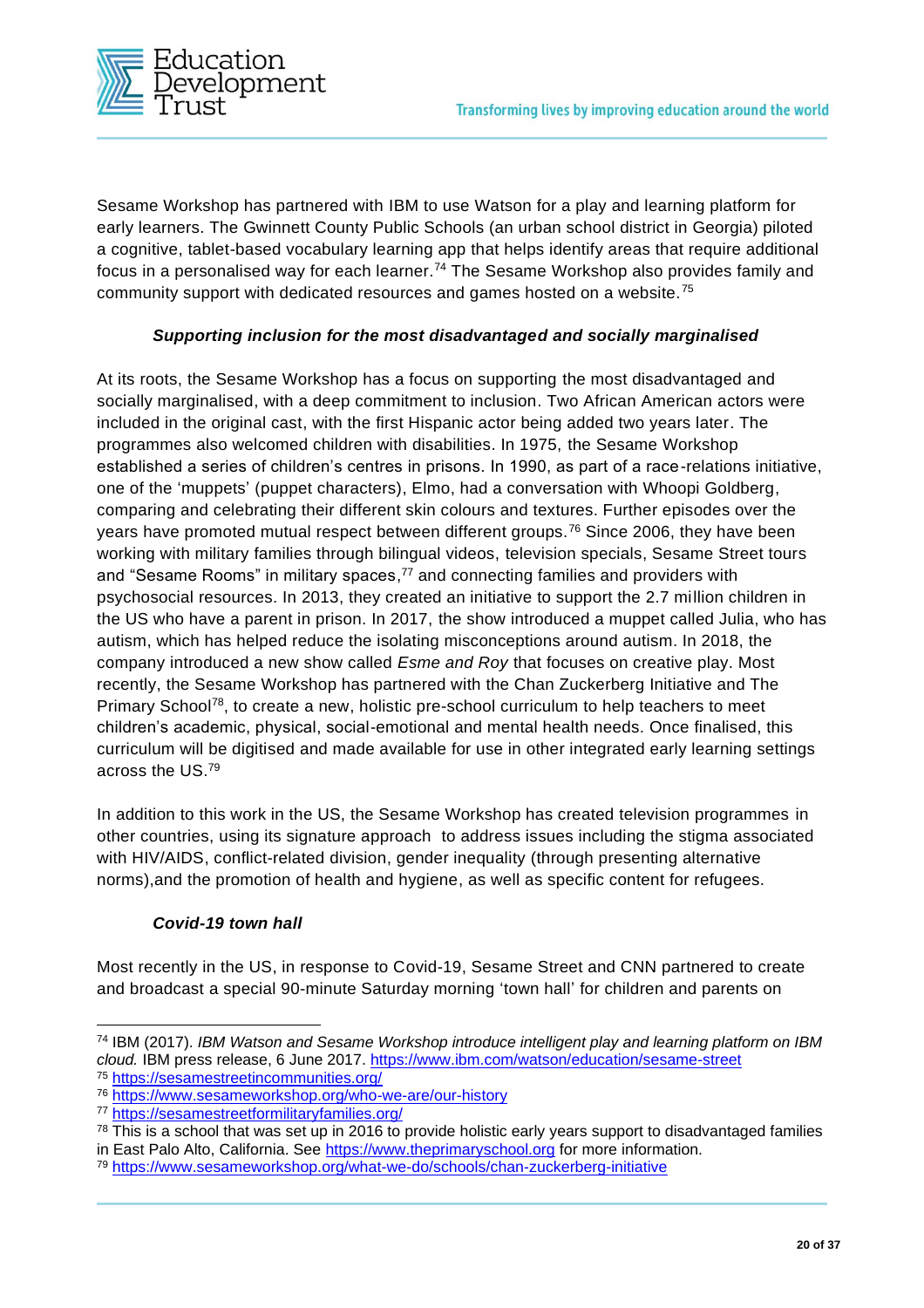Sesame Workshop has partnered with IBM to use Watson for a play and learning platform for early learners. The Gwinnett County Public Schools (an urban school district in Georgia) piloted a cognitive, tablet-based vocabulary learning app that helps identify areas that require additional focus in a personalised way for each learner.[74] The Sesame Workshop also provides family and community support with dedicated resources and games hosted on a website.[75]

#### *Supporting inclusion for the most disadvantaged and socially marginalised*

At its roots, the Sesame Workshop has a focus on supporting the most disadvantaged and socially marginalised, with a deep commitment to inclusion. Two African American actors were included in the original cast, with the first Hispanic actor being added two years later. The programmes also welcomed children with disabilities. In 1975, the Sesame Workshop established a series of children's centres in prisons. In 1990, as part of a race-relations initiative, one of the 'muppets' (puppet characters), Elmo, had a conversation with Whoopi Goldberg, comparing and celebrating their different skin colours and textures. Further episodes over the years have promoted mutual respect between different groups.[76] Since 2006, they have been working with military families through bilingual videos, television specials, Sesame Street tours and "Sesame Rooms" in military spaces,[77] and connecting families and providers with psychosocial resources. In 2013, they created an initiative to support the 2.7 million children in the US who have a parent in prison. In 2017, the show introduced a muppet called Julia, who has autism, which has helped reduce the isolating misconceptions around autism. In 2018, the company introduced a new show called *Esme and Roy* that focuses on creative play. Most recently, the Sesame Workshop has partnered with the Chan Zuckerberg Initiative and The Primary School[78], to create a new, holistic pre-school curriculum to help teachers to meet children's academic, physical, social-emotional and mental health needs. Once finalised, this curriculum will be digitised and made available for use in other integrated early learning settings across the US.[79]

In addition to this work in the US, the Sesame Workshop has created television programmes in other countries, using its signature approach to address issues including the stigma associated with HIV/AIDS, conflict-related division, gender inequality (through presenting alternative norms),and the promotion of health and hygiene, as well as specific content for refugees.

#### *Covid-19 town hall*

Most recently in the US, in response to Covid-19, Sesame Street and CNN partnered to create and broadcast a special 90-minute Saturday morning 'town hall' for children and parents on

---

[74] IBM (2017). *IBM Watson and Sesame Workshop introduce intelligent play and learning platform on IBM cloud.* IBM press release, 6 June 2017. https://www.ibm.com/watson/education/sesame-street

[75] https://sesamestreetincommunities.org/

[76] https://www.sesameworkshop.org/who-we-are/our-history

[77] https://sesamestreetformilitaryfamilies.org/

[78] This is a school that was set up in 2016 to provide holistic early years support to disadvantaged families in East Palo Alto, California. See https://www.theprimaryschool.org for more information.

[79] https://www.sesameworkshop.org/what-we-do/schools/chan-zuckerberg-initiative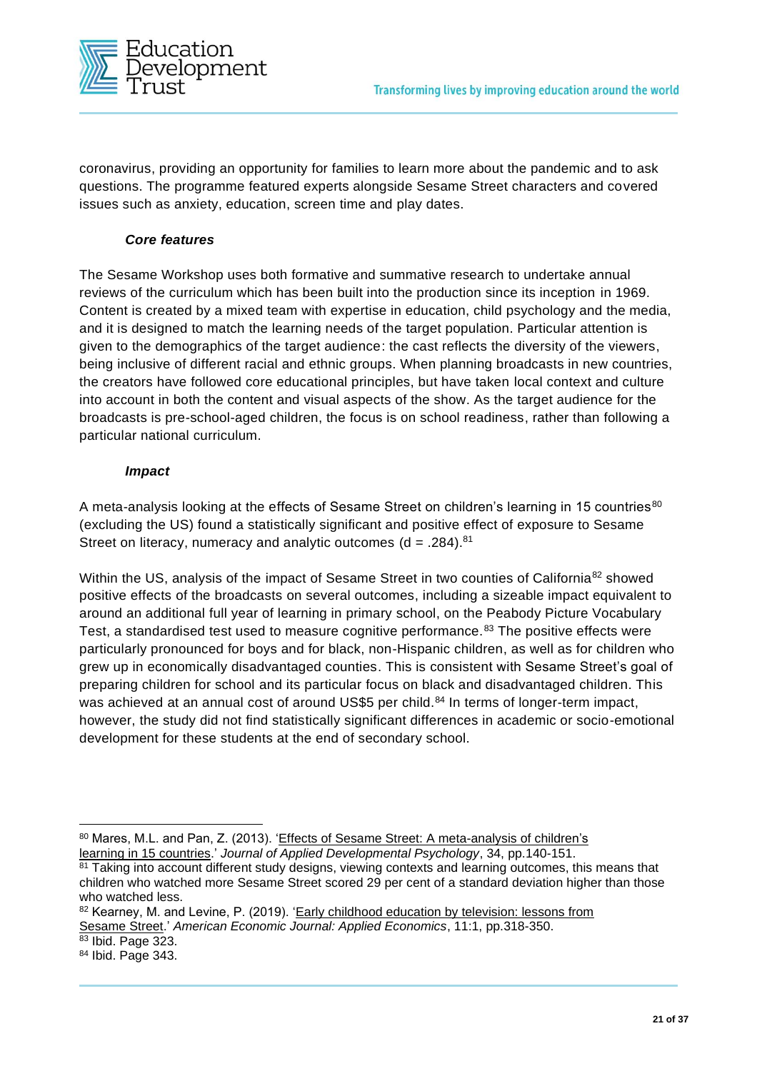coronavirus, providing an opportunity for families to learn more about the pandemic and to ask questions. The programme featured experts alongside Sesame Street characters and covered issues such as anxiety, education, screen time and play dates.

#### *Core features*

The Sesame Workshop uses both formative and summative research to undertake annual reviews of the curriculum which has been built into the production since its inception in 1969. Content is created by a mixed team with expertise in education, child psychology and the media, and it is designed to match the learning needs of the target population. Particular attention is given to the demographics of the target audience: the cast reflects the diversity of the viewers, being inclusive of different racial and ethnic groups. When planning broadcasts in new countries, the creators have followed core educational principles, but have taken local context and culture into account in both the content and visual aspects of the show. As the target audience for the broadcasts is pre-school-aged children, the focus is on school readiness, rather than following a particular national curriculum.

#### *Impact*

A meta-analysis looking at the effects of Sesame Street on children's learning in 15 countries[80] (excluding the US) found a statistically significant and positive effect of exposure to Sesame Street on literacy, numeracy and analytic outcomes ($d = .284$).[81]

Within the US, analysis of the impact of Sesame Street in two counties of California[82] showed positive effects of the broadcasts on several outcomes, including a sizeable impact equivalent to around an additional full year of learning in primary school, on the Peabody Picture Vocabulary Test, a standardised test used to measure cognitive performance.[83] The positive effects were particularly pronounced for boys and for black, non-Hispanic children, as well as for children who grew up in economically disadvantaged counties. This is consistent with Sesame Street's goal of preparing children for school and its particular focus on black and disadvantaged children. This was achieved at an annual cost of around US$5 per child.[84] In terms of longer-term impact, however, the study did not find statistically significant differences in academic or socio-emotional development for these students at the end of secondary school.

---

[80] Mares, M.L. and Pan, Z. (2013). 'Effects of Sesame Street: A meta-analysis of children's learning in 15 countries.' *Journal of Applied Developmental Psychology*, 34, pp.140-151.

[81] Taking into account different study designs, viewing contexts and learning outcomes, this means that children who watched more Sesame Street scored 29 per cent of a standard deviation higher than those who watched less.

[82] Kearney, M. and Levine, P. (2019). 'Early childhood education by television: lessons from Sesame Street.' *American Economic Journal: Applied Economics*, 11:1, pp.318-350.

[83] Ibid. Page 323.

[84] Ibid. Page 343.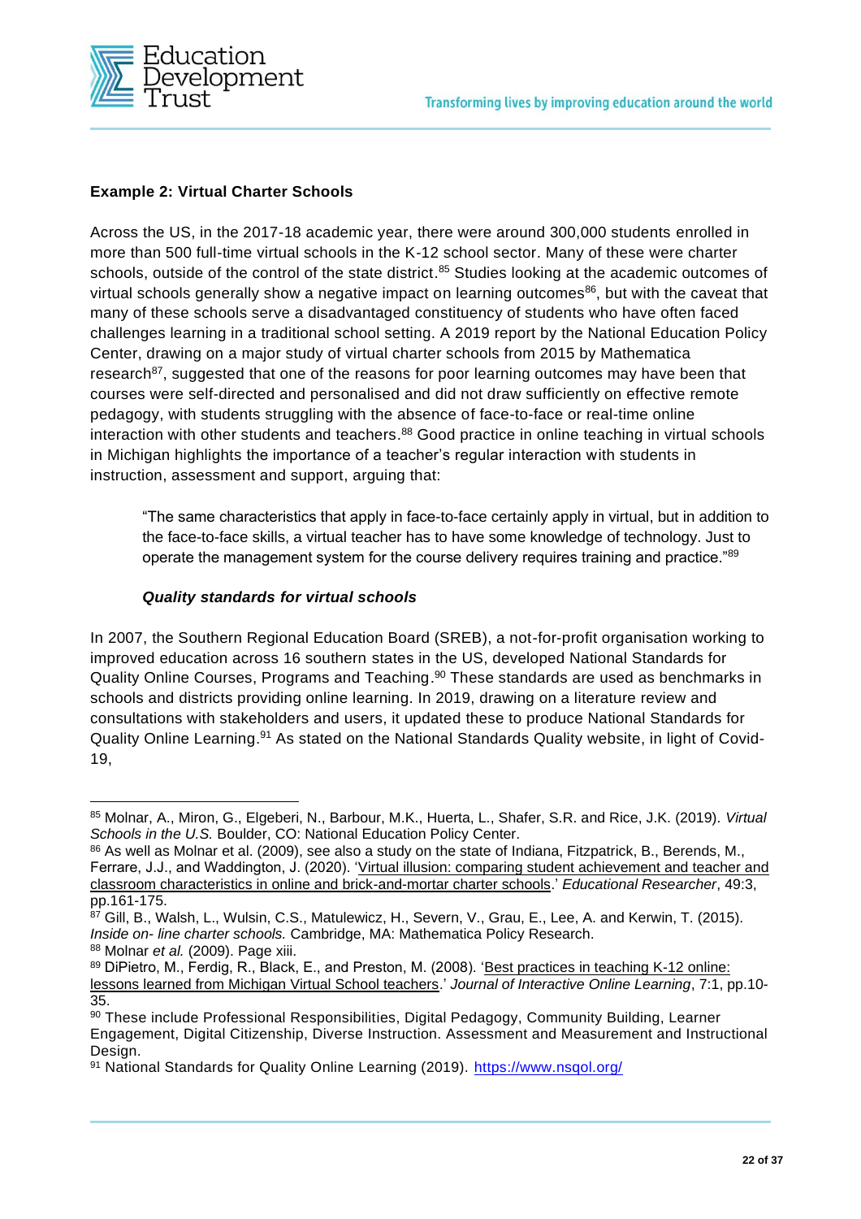**Example 2: Virtual Charter Schools**

Across the US, in the 2017-18 academic year, there were around 300,000 students enrolled in more than 500 full-time virtual schools in the K-12 school sector. Many of these were charter schools, outside of the control of the state district.[85] Studies looking at the academic outcomes of virtual schools generally show a negative impact on learning outcomes[86], but with the caveat that many of these schools serve a disadvantaged constituency of students who have often faced challenges learning in a traditional school setting. A 2019 report by the National Education Policy Center, drawing on a major study of virtual charter schools from 2015 by Mathematica research[87], suggested that one of the reasons for poor learning outcomes may have been that courses were self-directed and personalised and did not draw sufficiently on effective remote pedagogy, with students struggling with the absence of face-to-face or real-time online interaction with other students and teachers.[88] Good practice in online teaching in virtual schools in Michigan highlights the importance of a teacher's regular interaction with students in instruction, assessment and support, arguing that:

> "The same characteristics that apply in face-to-face certainly apply in virtual, but in addition to the face-to-face skills, a virtual teacher has to have some knowledge of technology. Just to operate the management system for the course delivery requires training and practice."[89]

***Quality standards for virtual schools***

In 2007, the Southern Regional Education Board (SREB), a not-for-profit organisation working to improved education across 16 southern states in the US, developed National Standards for Quality Online Courses, Programs and Teaching.[90] These standards are used as benchmarks in schools and districts providing online learning. In 2019, drawing on a literature review and consultations with stakeholders and users, it updated these to produce National Standards for Quality Online Learning.[91] As stated on the National Standards Quality website, in light of Covid-19,

---

[85] Molnar, A., Miron, G., Elgeberi, N., Barbour, M.K., Huerta, L., Shafer, S.R. and Rice, J.K. (2019). *Virtual Schools in the U.S.* Boulder, CO: National Education Policy Center.

[86] As well as Molnar et al. (2009), see also a study on the state of Indiana, Fitzpatrick, B., Berends, M., Ferrare, J.J., and Waddington, J. (2020). 'Virtual illusion: comparing student achievement and teacher and classroom characteristics in online and brick-and-mortar charter schools.' *Educational Researcher*, 49:3, pp.161-175.

[87] Gill, B., Walsh, L., Wulsin, C.S., Matulewicz, H., Severn, V., Grau, E., Lee, A. and Kerwin, T. (2015). *Inside on- line charter schools.* Cambridge, MA: Mathematica Policy Research.

[88] Molnar *et al.* (2009). Page xiii.

[89] DiPietro, M., Ferdig, R., Black, E., and Preston, M. (2008). 'Best practices in teaching K-12 online: lessons learned from Michigan Virtual School teachers.' *Journal of Interactive Online Learning*, 7:1, pp.10-35.

[90] These include Professional Responsibilities, Digital Pedagogy, Community Building, Learner Engagement, Digital Citizenship, Diverse Instruction. Assessment and Measurement and Instructional Design.

[91] National Standards for Quality Online Learning (2019). https://www.nsqol.org/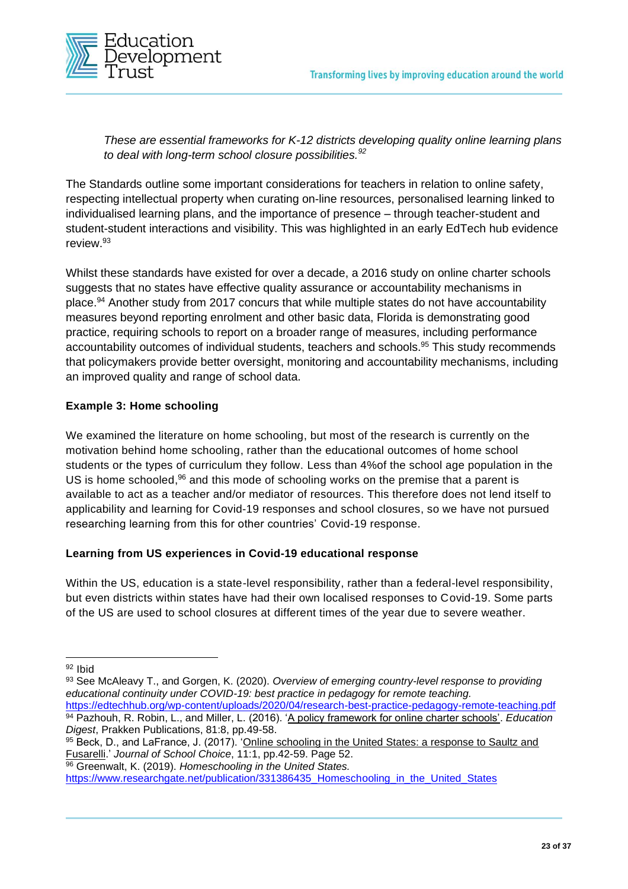*These are essential frameworks for K-12 districts developing quality online learning plans to deal with long-term school closure possibilities.*[92]

The Standards outline some important considerations for teachers in relation to online safety, respecting intellectual property when curating on-line resources, personalised learning linked to individualised learning plans, and the importance of presence – through teacher-student and student-student interactions and visibility. This was highlighted in an early EdTech hub evidence review.[93]

Whilst these standards have existed for over a decade, a 2016 study on online charter schools suggests that no states have effective quality assurance or accountability mechanisms in place.[94] Another study from 2017 concurs that while multiple states do not have accountability measures beyond reporting enrolment and other basic data, Florida is demonstrating good practice, requiring schools to report on a broader range of measures, including performance accountability outcomes of individual students, teachers and schools.[95] This study recommends that policymakers provide better oversight, monitoring and accountability mechanisms, including an improved quality and range of school data.

**Example 3: Home schooling**

We examined the literature on home schooling, but most of the research is currently on the motivation behind home schooling, rather than the educational outcomes of home school students or the types of curriculum they follow. Less than 4%of the school age population in the US is home schooled,[96] and this mode of schooling works on the premise that a parent is available to act as a teacher and/or mediator of resources. This therefore does not lend itself to applicability and learning for Covid-19 responses and school closures, so we have not pursued researching learning from this for other countries' Covid-19 response.

**Learning from US experiences in Covid-19 educational response**

Within the US, education is a state-level responsibility, rather than a federal-level responsibility, but even districts within states have had their own localised responses to Covid-19. Some parts of the US are used to school closures at different times of the year due to severe weather.

---

[92] Ibid

[93] See McAleavy T., and Gorgen, K. (2020). *Overview of emerging country-level response to providing educational continuity under COVID-19: best practice in pedagogy for remote teaching.* https://edtechhub.org/wp-content/uploads/2020/04/research-best-practice-pedagogy-remote-teaching.pdf

[94] Pazhouh, R. Robin, L., and Miller, L. (2016). 'A policy framework for online charter schools'. *Education Digest*, Prakken Publications, 81:8, pp.49-58.

[95] Beck, D., and LaFrance, J. (2017). 'Online schooling in the United States: a response to Saultz and Fusarelli.' *Journal of School Choice*, 11:1, pp.42-59. Page 52.

[96] Greenwalt, K. (2019). *Homeschooling in the United States.* https://www.researchgate.net/publication/331386435_Homeschooling_in_the_United_States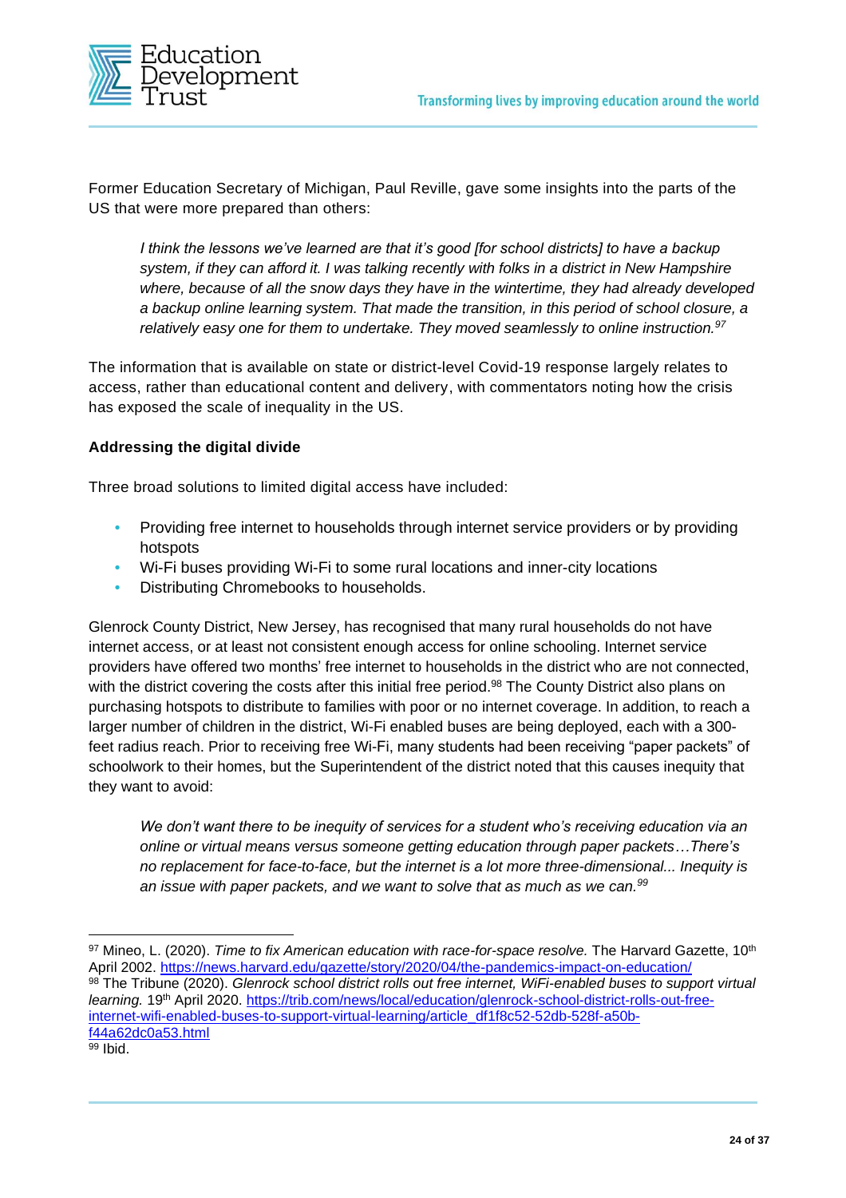Former Education Secretary of Michigan, Paul Reville, gave some insights into the parts of the US that were more prepared than others:

> *I think the lessons we've learned are that it's good [for school districts] to have a backup system, if they can afford it. I was talking recently with folks in a district in New Hampshire where, because of all the snow days they have in the wintertime, they had already developed a backup online learning system. That made the transition, in this period of school closure, a relatively easy one for them to undertake. They moved seamlessly to online instruction.*[97]

The information that is available on state or district-level Covid-19 response largely relates to access, rather than educational content and delivery, with commentators noting how the crisis has exposed the scale of inequality in the US.

**Addressing the digital divide**

Three broad solutions to limited digital access have included:

- Providing free internet to households through internet service providers or by providing hotspots
- Wi-Fi buses providing Wi-Fi to some rural locations and inner-city locations
- Distributing Chromebooks to households.

Glenrock County District, New Jersey, has recognised that many rural households do not have internet access, or at least not consistent enough access for online schooling. Internet service providers have offered two months' free internet to households in the district who are not connected, with the district covering the costs after this initial free period.[98] The County District also plans on purchasing hotspots to distribute to families with poor or no internet coverage. In addition, to reach a larger number of children in the district, Wi-Fi enabled buses are being deployed, each with a 300-feet radius reach. Prior to receiving free Wi-Fi, many students had been receiving "paper packets" of schoolwork to their homes, but the Superintendent of the district noted that this causes inequity that they want to avoid:

> *We don't want there to be inequity of services for a student who's receiving education via an online or virtual means versus someone getting education through paper packets…There's no replacement for face-to-face, but the internet is a lot more three-dimensional... Inequity is an issue with paper packets, and we want to solve that as much as we can.*[99]

---

[97] Mineo, L. (2020). *Time to fix American education with race-for-space resolve.* The Harvard Gazette, 10th April 2002. https://news.harvard.edu/gazette/story/2020/04/the-pandemics-impact-on-education/

[98] The Tribune (2020). *Glenrock school district rolls out free internet, WiFi-enabled buses to support virtual learning.* 19th April 2020. https://trib.com/news/local/education/glenrock-school-district-rolls-out-free-internet-wifi-enabled-buses-to-support-virtual-learning/article_df1f8c52-52db-528f-a50b-f44a62dc0a53.html

[99] Ibid.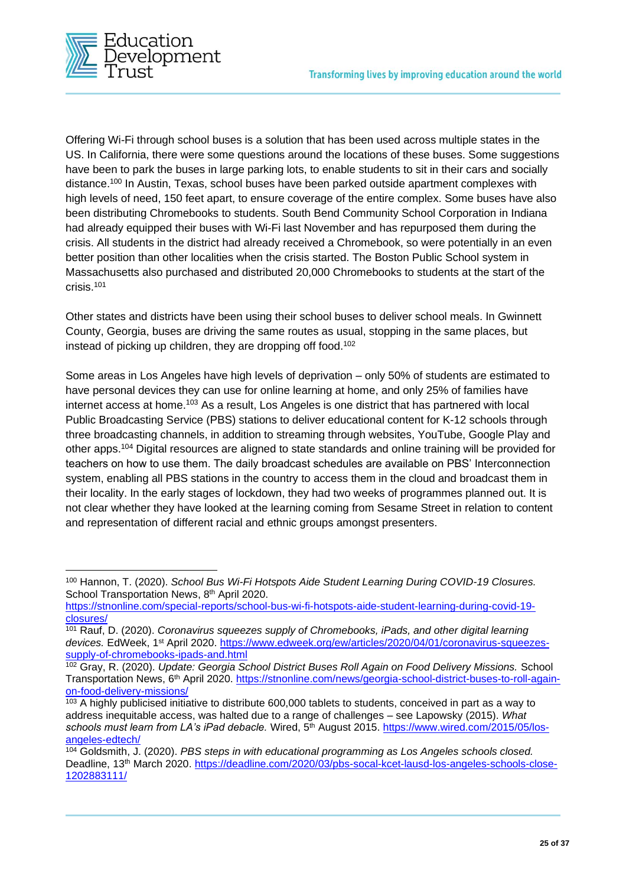Offering Wi-Fi through school buses is a solution that has been used across multiple states in the US. In California, there were some questions around the locations of these buses. Some suggestions have been to park the buses in large parking lots, to enable students to sit in their cars and socially distance.[100] In Austin, Texas, school buses have been parked outside apartment complexes with high levels of need, 150 feet apart, to ensure coverage of the entire complex. Some buses have also been distributing Chromebooks to students. South Bend Community School Corporation in Indiana had already equipped their buses with Wi-Fi last November and has repurposed them during the crisis. All students in the district had already received a Chromebook, so were potentially in an even better position than other localities when the crisis started. The Boston Public School system in Massachusetts also purchased and distributed 20,000 Chromebooks to students at the start of the crisis.[101]

Other states and districts have been using their school buses to deliver school meals. In Gwinnett County, Georgia, buses are driving the same routes as usual, stopping in the same places, but instead of picking up children, they are dropping off food.[102]

Some areas in Los Angeles have high levels of deprivation – only 50% of students are estimated to have personal devices they can use for online learning at home, and only 25% of families have internet access at home.[103] As a result, Los Angeles is one district that has partnered with local Public Broadcasting Service (PBS) stations to deliver educational content for K-12 schools through three broadcasting channels, in addition to streaming through websites, YouTube, Google Play and other apps.[104] Digital resources are aligned to state standards and online training will be provided for teachers on how to use them. The daily broadcast schedules are available on PBS' Interconnection system, enabling all PBS stations in the country to access them in the cloud and broadcast them in their locality. In the early stages of lockdown, they had two weeks of programmes planned out. It is not clear whether they have looked at the learning coming from Sesame Street in relation to content and representation of different racial and ethnic groups amongst presenters.

---

[100] Hannon, T. (2020). *School Bus Wi-Fi Hotspots Aide Student Learning During COVID-19 Closures.* School Transportation News, 8th April 2020. https://stnonline.com/special-reports/school-bus-wi-fi-hotspots-aide-student-learning-during-covid-19-closures/

[101] Rauf, D. (2020). *Coronavirus squeezes supply of Chromebooks, iPads, and other digital learning devices.* EdWeek, 1st April 2020. https://www.edweek.org/ew/articles/2020/04/01/coronavirus-squeezes-supply-of-chromebooks-ipads-and.html

[102] Gray, R. (2020). *Update: Georgia School District Buses Roll Again on Food Delivery Missions.* School Transportation News, 6th April 2020. https://stnonline.com/news/georgia-school-district-buses-to-roll-again-on-food-delivery-missions/

[103] A highly publicised initiative to distribute 600,000 tablets to students, conceived in part as a way to address inequitable access, was halted due to a range of challenges – see Lapowsky (2015). *What schools must learn from LA's iPad debacle.* Wired, 5th August 2015. https://www.wired.com/2015/05/los-angeles-edtech/

[104] Goldsmith, J. (2020). *PBS steps in with educational programming as Los Angeles schools closed.* Deadline, 13th March 2020. https://deadline.com/2020/03/pbs-socal-kcet-lausd-los-angeles-schools-close-1202883111/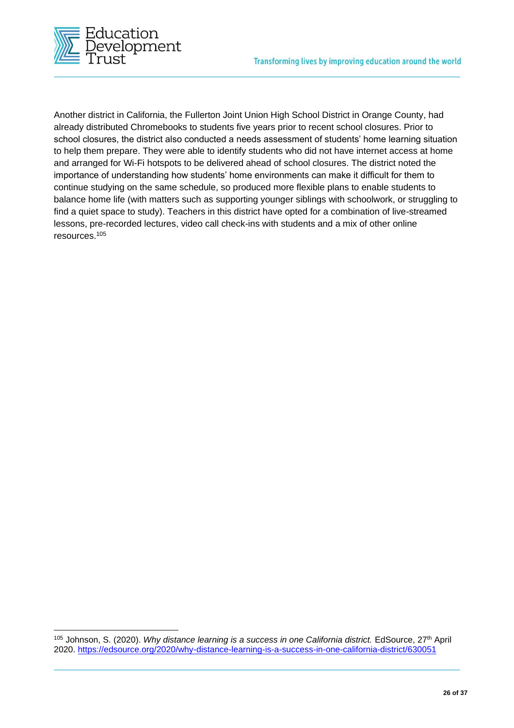Another district in California, the Fullerton Joint Union High School District in Orange County, had already distributed Chromebooks to students five years prior to recent school closures. Prior to school closures, the district also conducted a needs assessment of students' home learning situation to help them prepare. They were able to identify students who did not have internet access at home and arranged for Wi-Fi hotspots to be delivered ahead of school closures. The district noted the importance of understanding how students' home environments can make it difficult for them to continue studying on the same schedule, so produced more flexible plans to enable students to balance home life (with matters such as supporting younger siblings with schoolwork, or struggling to find a quiet space to study). Teachers in this district have opted for a combination of live-streamed lessons, pre-recorded lectures, video call check-ins with students and a mix of other online resources.[105]

---

[105] Johnson, S. (2020). *Why distance learning is a success in one California district.* EdSource, 27th April 2020. https://edsource.org/2020/why-distance-learning-is-a-success-in-one-california-district/630051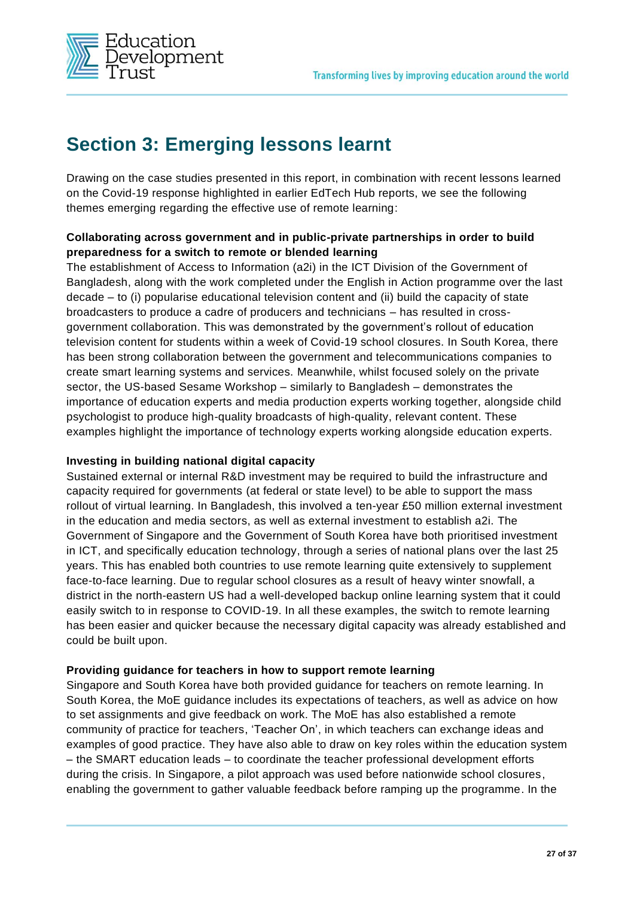## Section 3: Emerging lessons learnt

Drawing on the case studies presented in this report, in combination with recent lessons learned on the Covid-19 response highlighted in earlier EdTech Hub reports, we see the following themes emerging regarding the effective use of remote learning:

**Collaborating across government and in public-private partnerships in order to build preparedness for a switch to remote or blended learning**

The establishment of Access to Information (a2i) in the ICT Division of the Government of Bangladesh, along with the work completed under the English in Action programme over the last decade – to (i) popularise educational television content and (ii) build the capacity of state broadcasters to produce a cadre of producers and technicians – has resulted in cross-government collaboration. This was demonstrated by the government's rollout of education television content for students within a week of Covid-19 school closures. In South Korea, there has been strong collaboration between the government and telecommunications companies to create smart learning systems and services. Meanwhile, whilst focused solely on the private sector, the US-based Sesame Workshop – similarly to Bangladesh – demonstrates the importance of education experts and media production experts working together, alongside child psychologist to produce high-quality broadcasts of high-quality, relevant content. These examples highlight the importance of technology experts working alongside education experts.

**Investing in building national digital capacity**

Sustained external or internal R&D investment may be required to build the infrastructure and capacity required for governments (at federal or state level) to be able to support the mass rollout of virtual learning. In Bangladesh, this involved a ten-year £50 million external investment in the education and media sectors, as well as external investment to establish a2i. The Government of Singapore and the Government of South Korea have both prioritised investment in ICT, and specifically education technology, through a series of national plans over the last 25 years. This has enabled both countries to use remote learning quite extensively to supplement face-to-face learning. Due to regular school closures as a result of heavy winter snowfall, a district in the north-eastern US had a well-developed backup online learning system that it could easily switch to in response to COVID-19. In all these examples, the switch to remote learning has been easier and quicker because the necessary digital capacity was already established and could be built upon.

**Providing guidance for teachers in how to support remote learning**

Singapore and South Korea have both provided guidance for teachers on remote learning. In South Korea, the MoE guidance includes its expectations of teachers, as well as advice on how to set assignments and give feedback on work. The MoE has also established a remote community of practice for teachers, 'Teacher On', in which teachers can exchange ideas and examples of good practice. They have also able to draw on key roles within the education system – the SMART education leads – to coordinate the teacher professional development efforts during the crisis. In Singapore, a pilot approach was used before nationwide school closures, enabling the government to gather valuable feedback before ramping up the programme. In the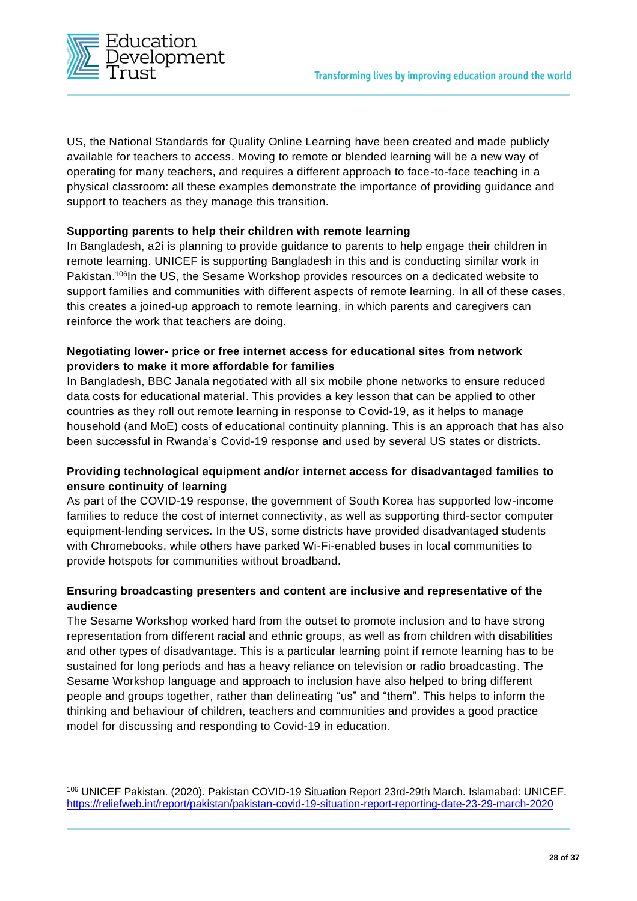US, the National Standards for Quality Online Learning have been created and made publicly available for teachers to access. Moving to remote or blended learning will be a new way of operating for many teachers, and requires a different approach to face-to-face teaching in a physical classroom: all these examples demonstrate the importance of providing guidance and support to teachers as they manage this transition.

**Supporting parents to help their children with remote learning**

In Bangladesh, a2i is planning to provide guidance to parents to help engage their children in remote learning. UNICEF is supporting Bangladesh in this and is conducting similar work in Pakistan.[106]In the US, the Sesame Workshop provides resources on a dedicated website to support families and communities with different aspects of remote learning. In all of these cases, this creates a joined-up approach to remote learning, in which parents and caregivers can reinforce the work that teachers are doing.

**Negotiating lower- price or free internet access for educational sites from network providers to make it more affordable for families**

In Bangladesh, BBC Janala negotiated with all six mobile phone networks to ensure reduced data costs for educational material. This provides a key lesson that can be applied to other countries as they roll out remote learning in response to Covid-19, as it helps to manage household (and MoE) costs of educational continuity planning. This is an approach that has also been successful in Rwanda's Covid-19 response and used by several US states or districts.

**Providing technological equipment and/or internet access for disadvantaged families to ensure continuity of learning**

As part of the COVID-19 response, the government of South Korea has supported low-income families to reduce the cost of internet connectivity, as well as supporting third-sector computer equipment-lending services. In the US, some districts have provided disadvantaged students with Chromebooks, while others have parked Wi-Fi-enabled buses in local communities to provide hotspots for communities without broadband.

**Ensuring broadcasting presenters and content are inclusive and representative of the audience**

The Sesame Workshop worked hard from the outset to promote inclusion and to have strong representation from different racial and ethnic groups, as well as from children with disabilities and other types of disadvantage. This is a particular learning point if remote learning has to be sustained for long periods and has a heavy reliance on television or radio broadcasting. The Sesame Workshop language and approach to inclusion have also helped to bring different people and groups together, rather than delineating "us" and "them". This helps to inform the thinking and behaviour of children, teachers and communities and provides a good practice model for discussing and responding to Covid-19 in education.

---

[106] UNICEF Pakistan. (2020). Pakistan COVID-19 Situation Report 23rd-29th March. Islamabad: UNICEF. https://reliefweb.int/report/pakistan/pakistan-covid-19-situation-report-reporting-date-23-29-march-2020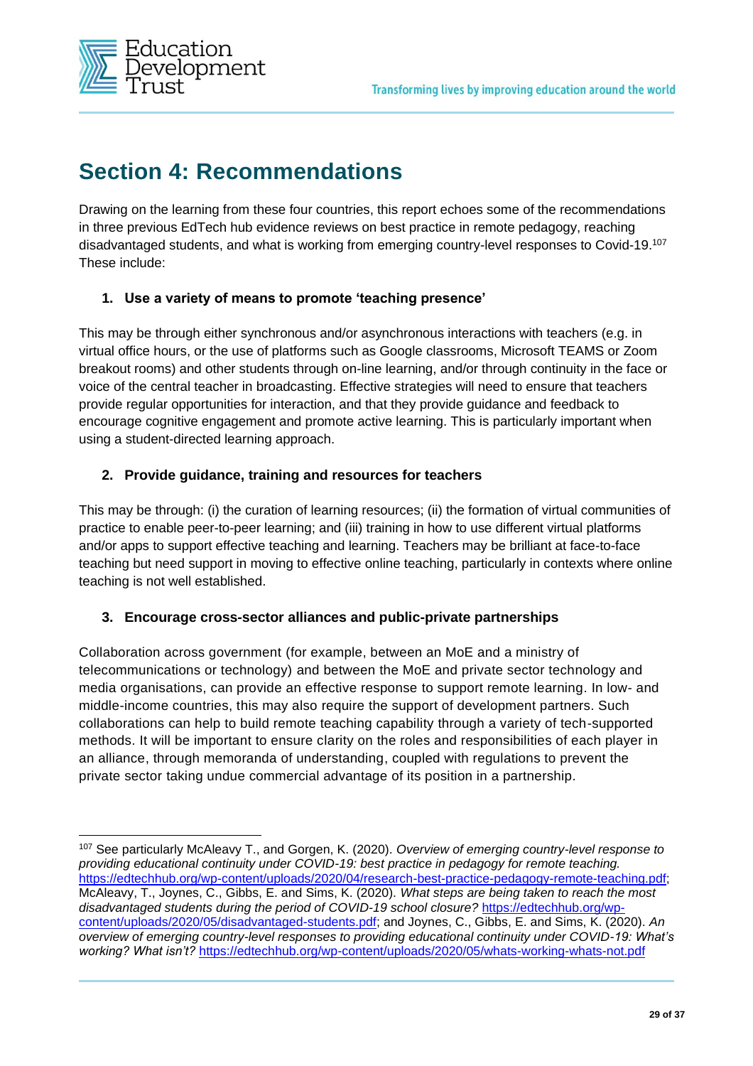# Section 4: Recommendations

Drawing on the learning from these four countries, this report echoes some of the recommendations in three previous EdTech hub evidence reviews on best practice in remote pedagogy, reaching disadvantaged students, and what is working from emerging country-level responses to Covid-19.[107] These include:

### 1. Use a variety of means to promote 'teaching presence'

This may be through either synchronous and/or asynchronous interactions with teachers (e.g. in virtual office hours, or the use of platforms such as Google classrooms, Microsoft TEAMS or Zoom breakout rooms) and other students through on-line learning, and/or through continuity in the face or voice of the central teacher in broadcasting. Effective strategies will need to ensure that teachers provide regular opportunities for interaction, and that they provide guidance and feedback to encourage cognitive engagement and promote active learning. This is particularly important when using a student-directed learning approach.

### 2. Provide guidance, training and resources for teachers

This may be through: (i) the curation of learning resources; (ii) the formation of virtual communities of practice to enable peer-to-peer learning; and (iii) training in how to use different virtual platforms and/or apps to support effective teaching and learning. Teachers may be brilliant at face-to-face teaching but need support in moving to effective online teaching, particularly in contexts where online teaching is not well established.

### 3. Encourage cross-sector alliances and public-private partnerships

Collaboration across government (for example, between an MoE and a ministry of telecommunications or technology) and between the MoE and private sector technology and media organisations, can provide an effective response to support remote learning. In low- and middle-income countries, this may also require the support of development partners. Such collaborations can help to build remote teaching capability through a variety of tech-supported methods. It will be important to ensure clarity on the roles and responsibilities of each player in an alliance, through memoranda of understanding, coupled with regulations to prevent the private sector taking undue commercial advantage of its position in a partnership.

---

[107] See particularly McAleavy T., and Gorgen, K. (2020). *Overview of emerging country-level response to providing educational continuity under COVID-19: best practice in pedagogy for remote teaching.* https://edtechhub.org/wp-content/uploads/2020/04/research-best-practice-pedagogy-remote-teaching.pdf; McAleavy, T., Joynes, C., Gibbs, E. and Sims, K. (2020). *What steps are being taken to reach the most disadvantaged students during the period of COVID-19 school closure?* https://edtechhub.org/wp-content/uploads/2020/05/disadvantaged-students.pdf; and Joynes, C., Gibbs, E. and Sims, K. (2020). *An overview of emerging country-level responses to providing educational continuity under COVID-19: What's working? What isn't?* https://edtechhub.org/wp-content/uploads/2020/05/whats-working-whats-not.pdf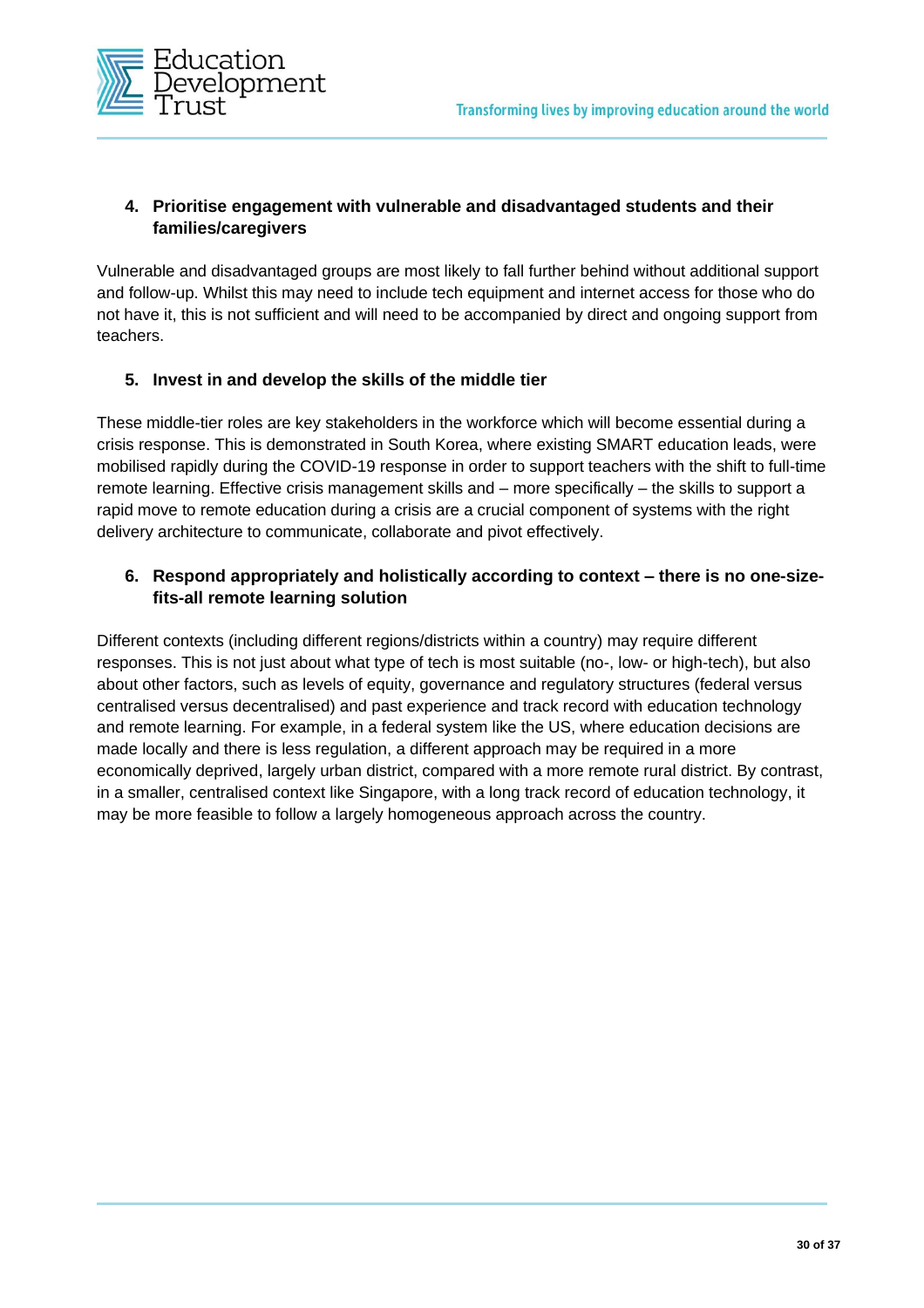**4. Prioritise engagement with vulnerable and disadvantaged students and their families/caregivers**

Vulnerable and disadvantaged groups are most likely to fall further behind without additional support and follow-up. Whilst this may need to include tech equipment and internet access for those who do not have it, this is not sufficient and will need to be accompanied by direct and ongoing support from teachers.

**5. Invest in and develop the skills of the middle tier**

These middle-tier roles are key stakeholders in the workforce which will become essential during a crisis response. This is demonstrated in South Korea, where existing SMART education leads, were mobilised rapidly during the COVID-19 response in order to support teachers with the shift to full-time remote learning. Effective crisis management skills and – more specifically – the skills to support a rapid move to remote education during a crisis are a crucial component of systems with the right delivery architecture to communicate, collaborate and pivot effectively.

**6. Respond appropriately and holistically according to context – there is no one-size-fits-all remote learning solution**

Different contexts (including different regions/districts within a country) may require different responses. This is not just about what type of tech is most suitable (no-, low- or high-tech), but also about other factors, such as levels of equity, governance and regulatory structures (federal versus centralised versus decentralised) and past experience and track record with education technology and remote learning. For example, in a federal system like the US, where education decisions are made locally and there is less regulation, a different approach may be required in a more economically deprived, largely urban district, compared with a more remote rural district. By contrast, in a smaller, centralised context like Singapore, with a long track record of education technology, it may be more feasible to follow a largely homogeneous approach across the country.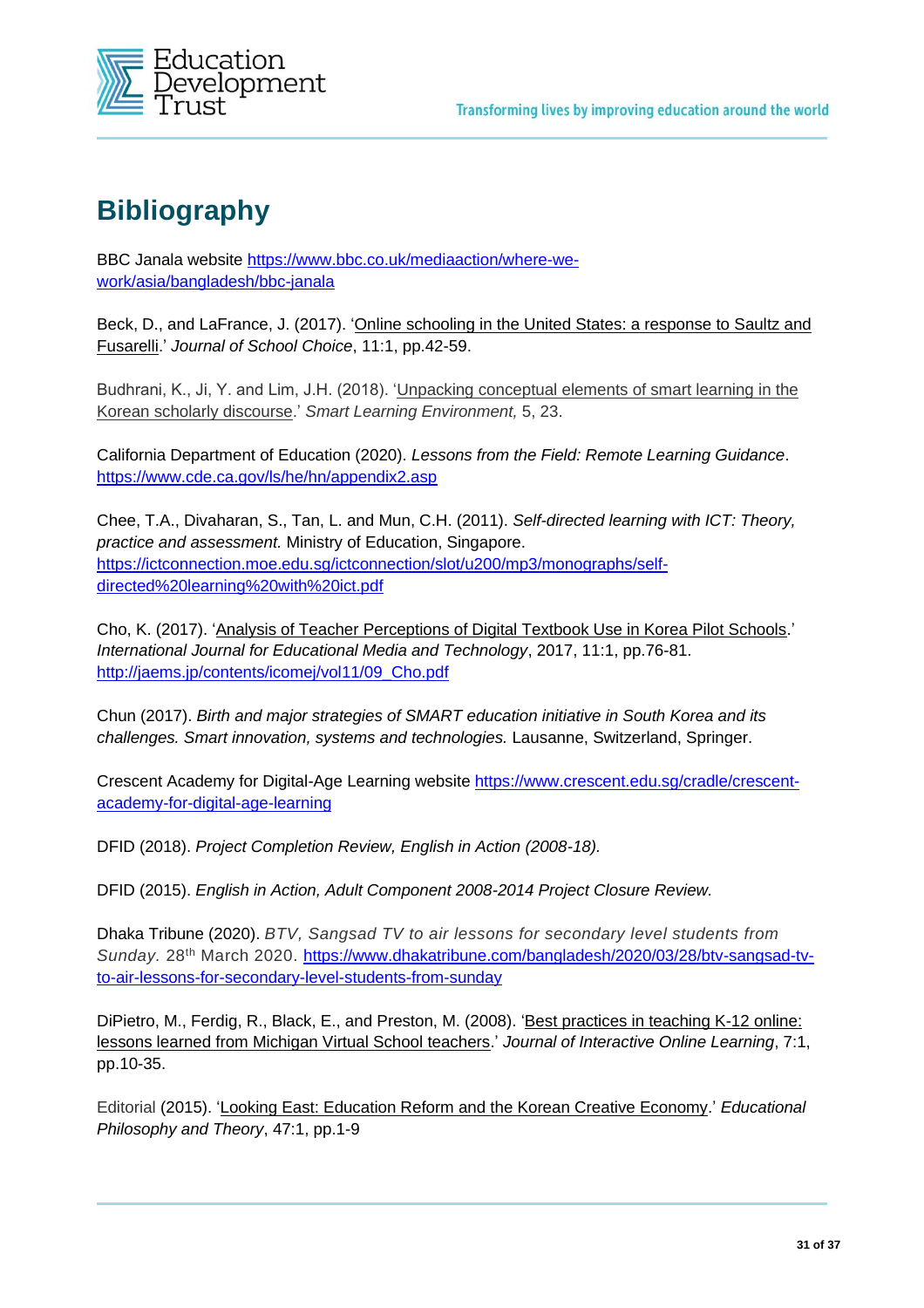# Bibliography

BBC Janala website https://www.bbc.co.uk/mediaaction/where-we-work/asia/bangladesh/bbc-janala

Beck, D., and LaFrance, J. (2017). 'Online schooling in the United States: a response to Saultz and Fusarelli.' *Journal of School Choice*, 11:1, pp.42-59.

Budhrani, K., Ji, Y. and Lim, J.H. (2018). 'Unpacking conceptual elements of smart learning in the Korean scholarly discourse.' *Smart Learning Environment,* 5, 23.

California Department of Education (2020). *Lessons from the Field: Remote Learning Guidance*. https://www.cde.ca.gov/ls/he/hn/appendix2.asp

Chee, T.A., Divaharan, S., Tan, L. and Mun, C.H. (2011). *Self-directed learning with ICT: Theory, practice and assessment.* Ministry of Education, Singapore. https://ictconnection.moe.edu.sg/ictconnection/slot/u200/mp3/monographs/self-directed%20learning%20with%20ict.pdf

Cho, K. (2017). 'Analysis of Teacher Perceptions of Digital Textbook Use in Korea Pilot Schools.' *International Journal for Educational Media and Technology*, 2017, 11:1, pp.76-81. http://jaems.jp/contents/icomej/vol11/09_Cho.pdf

Chun (2017). *Birth and major strategies of SMART education initiative in South Korea and its challenges. Smart innovation, systems and technologies.* Lausanne, Switzerland, Springer.

Crescent Academy for Digital-Age Learning website https://www.crescent.edu.sg/cradle/crescent-academy-for-digital-age-learning

DFID (2018). *Project Completion Review, English in Action (2008-18).*

DFID (2015). *English in Action, Adult Component 2008-2014 Project Closure Review.*

Dhaka Tribune (2020). *BTV, Sangsad TV to air lessons for secondary level students from Sunday.* 28th March 2020. https://www.dhakatribune.com/bangladesh/2020/03/28/btv-sangsad-tv-to-air-lessons-for-secondary-level-students-from-sunday

DiPietro, M., Ferdig, R., Black, E., and Preston, M. (2008). 'Best practices in teaching K-12 online: lessons learned from Michigan Virtual School teachers.' *Journal of Interactive Online Learning*, 7:1, pp.10-35.

Editorial (2015). 'Looking East: Education Reform and the Korean Creative Economy.' *Educational Philosophy and Theory*, 47:1, pp.1-9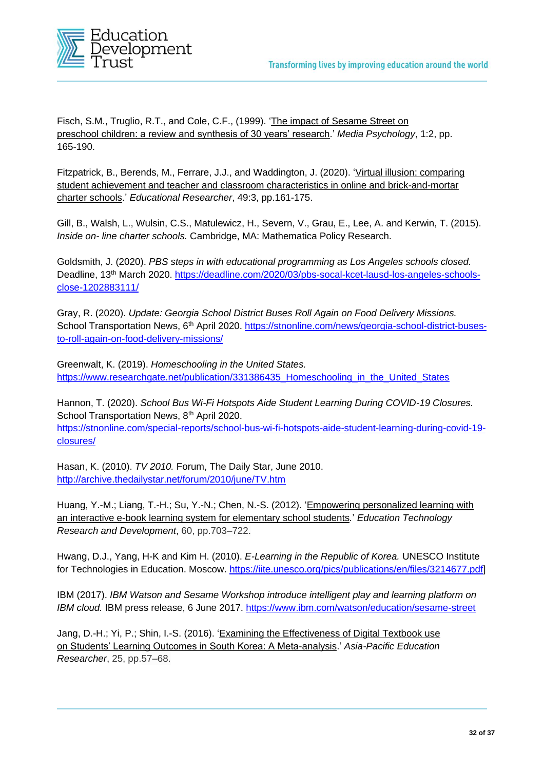Fisch, S.M., Truglio, R.T., and Cole, C.F., (1999). 'The impact of Sesame Street on preschool children: a review and synthesis of 30 years' research.' *Media Psychology*, 1:2, pp. 165-190.

Fitzpatrick, B., Berends, M., Ferrare, J.J., and Waddington, J. (2020). 'Virtual illusion: comparing student achievement and teacher and classroom characteristics in online and brick-and-mortar charter schools.' *Educational Researcher*, 49:3, pp.161-175.

Gill, B., Walsh, L., Wulsin, C.S., Matulewicz, H., Severn, V., Grau, E., Lee, A. and Kerwin, T. (2015). *Inside on- line charter schools.* Cambridge, MA: Mathematica Policy Research.

Goldsmith, J. (2020). *PBS steps in with educational programming as Los Angeles schools closed.* Deadline, 13th March 2020. https://deadline.com/2020/03/pbs-socal-kcet-lausd-los-angeles-schools-close-1202883111/

Gray, R. (2020). *Update: Georgia School District Buses Roll Again on Food Delivery Missions.* School Transportation News, 6th April 2020. https://stnonline.com/news/georgia-school-district-buses-to-roll-again-on-food-delivery-missions/

Greenwalt, K. (2019). *Homeschooling in the United States.* https://www.researchgate.net/publication/331386435_Homeschooling_in_the_United_States

Hannon, T. (2020). *School Bus Wi-Fi Hotspots Aide Student Learning During COVID-19 Closures.* School Transportation News, 8th April 2020. https://stnonline.com/special-reports/school-bus-wi-fi-hotspots-aide-student-learning-during-covid-19-closures/

Hasan, K. (2010). *TV 2010.* Forum, The Daily Star, June 2010. http://archive.thedailystar.net/forum/2010/june/TV.htm

Huang, Y.-M.; Liang, T.-H.; Su, Y.-N.; Chen, N.-S. (2012). 'Empowering personalized learning with an interactive e-book learning system for elementary school students.' *Education Technology Research and Development*, 60, pp.703–722.

Hwang, D.J., Yang, H-K and Kim H. (2010). *E-Learning in the Republic of Korea.* UNESCO Institute for Technologies in Education. Moscow. https://iite.unesco.org/pics/publications/en/files/3214677.pdf]

IBM (2017). *IBM Watson and Sesame Workshop introduce intelligent play and learning platform on IBM cloud.* IBM press release, 6 June 2017. https://www.ibm.com/watson/education/sesame-street

Jang, D.-H.; Yi, P.; Shin, I.-S. (2016). 'Examining the Effectiveness of Digital Textbook use on Students' Learning Outcomes in South Korea: A Meta-analysis.' *Asia-Pacific Education Researcher*, 25, pp.57–68.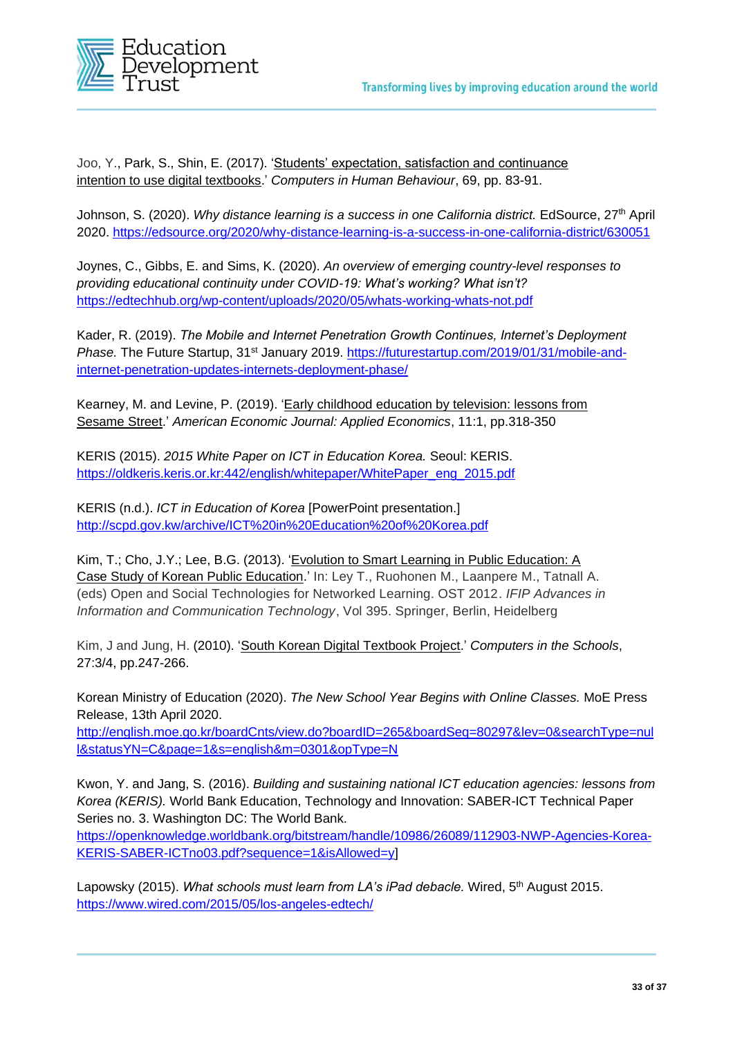Joo, Y., Park, S., Shin, E. (2017). 'Students' expectation, satisfaction and continuance intention to use digital textbooks.' *Computers in Human Behaviour*, 69, pp. 83-91.

Johnson, S. (2020). *Why distance learning is a success in one California district.* EdSource, 27th April 2020. https://edsource.org/2020/why-distance-learning-is-a-success-in-one-california-district/630051

Joynes, C., Gibbs, E. and Sims, K. (2020). *An overview of emerging country-level responses to providing educational continuity under COVID-19: What's working? What isn't?* https://edtechhub.org/wp-content/uploads/2020/05/whats-working-whats-not.pdf

Kader, R. (2019). *The Mobile and Internet Penetration Growth Continues, Internet's Deployment Phase.* The Future Startup, 31st January 2019. https://futurestartup.com/2019/01/31/mobile-and-internet-penetration-updates-internets-deployment-phase/

Kearney, M. and Levine, P. (2019). 'Early childhood education by television: lessons from Sesame Street.' *American Economic Journal: Applied Economics*, 11:1, pp.318-350

KERIS (2015). *2015 White Paper on ICT in Education Korea.* Seoul: KERIS. https://oldkeris.keris.or.kr:442/english/whitepaper/WhitePaper_eng_2015.pdf

KERIS (n.d.). *ICT in Education of Korea* [PowerPoint presentation.] http://scpd.gov.kw/archive/ICT%20in%20Education%20of%20Korea.pdf

Kim, T.; Cho, J.Y.; Lee, B.G. (2013). 'Evolution to Smart Learning in Public Education: A Case Study of Korean Public Education.' In: Ley T., Ruohonen M., Laanpere M., Tatnall A. (eds) Open and Social Technologies for Networked Learning. OST 2012. *IFIP Advances in Information and Communication Technology*, Vol 395. Springer, Berlin, Heidelberg

Kim, J and Jung, H. (2010). 'South Korean Digital Textbook Project.' *Computers in the Schools*, 27:3/4, pp.247-266.

Korean Ministry of Education (2020). *The New School Year Begins with Online Classes.* MoE Press Release, 13th April 2020. http://english.moe.go.kr/boardCnts/view.do?boardID=265&boardSeq=80297&lev=0&searchType=null&statusYN=C&page=1&s=english&m=0301&opType=N

Kwon, Y. and Jang, S. (2016). *Building and sustaining national ICT education agencies: lessons from Korea (KERIS).* World Bank Education, Technology and Innovation: SABER-ICT Technical Paper Series no. 3. Washington DC: The World Bank. https://openknowledge.worldbank.org/bitstream/handle/10986/26089/112903-NWP-Agencies-Korea-KERIS-SABER-ICTno03.pdf?sequence=1&isAllowed=y]

Lapowsky (2015). *What schools must learn from LA's iPad debacle.* Wired, 5th August 2015. https://www.wired.com/2015/05/los-angeles-edtech/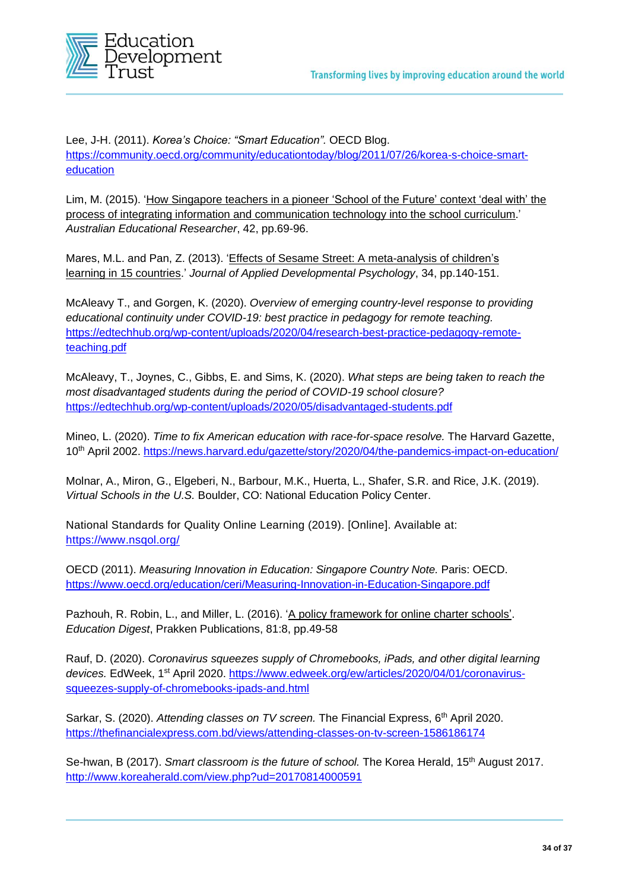Lee, J-H. (2011). *Korea's Choice: "Smart Education".* OECD Blog. https://community.oecd.org/community/educationtoday/blog/2011/07/26/korea-s-choice-smart-education

Lim, M. (2015). 'How Singapore teachers in a pioneer 'School of the Future' context 'deal with' the process of integrating information and communication technology into the school curriculum.' *Australian Educational Researcher*, 42, pp.69-96.

Mares, M.L. and Pan, Z. (2013). 'Effects of Sesame Street: A meta-analysis of children's learning in 15 countries.' *Journal of Applied Developmental Psychology*, 34, pp.140-151.

McAleavy T., and Gorgen, K. (2020). *Overview of emerging country-level response to providing educational continuity under COVID-19: best practice in pedagogy for remote teaching.* https://edtechhub.org/wp-content/uploads/2020/04/research-best-practice-pedagogy-remote-teaching.pdf

McAleavy, T., Joynes, C., Gibbs, E. and Sims, K. (2020). *What steps are being taken to reach the most disadvantaged students during the period of COVID-19 school closure?* https://edtechhub.org/wp-content/uploads/2020/05/disadvantaged-students.pdf

Mineo, L. (2020). *Time to fix American education with race-for-space resolve.* The Harvard Gazette, 10th April 2002. https://news.harvard.edu/gazette/story/2020/04/the-pandemics-impact-on-education/

Molnar, A., Miron, G., Elgeberi, N., Barbour, M.K., Huerta, L., Shafer, S.R. and Rice, J.K. (2019). *Virtual Schools in the U.S.* Boulder, CO: National Education Policy Center.

National Standards for Quality Online Learning (2019). [Online]. Available at: https://www.nsqol.org/

OECD (2011). *Measuring Innovation in Education: Singapore Country Note.* Paris: OECD. https://www.oecd.org/education/ceri/Measuring-Innovation-in-Education-Singapore.pdf

Pazhouh, R. Robin, L., and Miller, L. (2016). 'A policy framework for online charter schools'. *Education Digest*, Prakken Publications, 81:8, pp.49-58

Rauf, D. (2020). *Coronavirus squeezes supply of Chromebooks, iPads, and other digital learning devices.* EdWeek, 1st April 2020. https://www.edweek.org/ew/articles/2020/04/01/coronavirus-squeezes-supply-of-chromebooks-ipads-and.html

Sarkar, S. (2020). *Attending classes on TV screen.* The Financial Express, 6th April 2020. https://thefinancialexpress.com.bd/views/attending-classes-on-tv-screen-1586186174

Se-hwan, B (2017). *Smart classroom is the future of school.* The Korea Herald, 15th August 2017. http://www.koreaherald.com/view.php?ud=20170814000591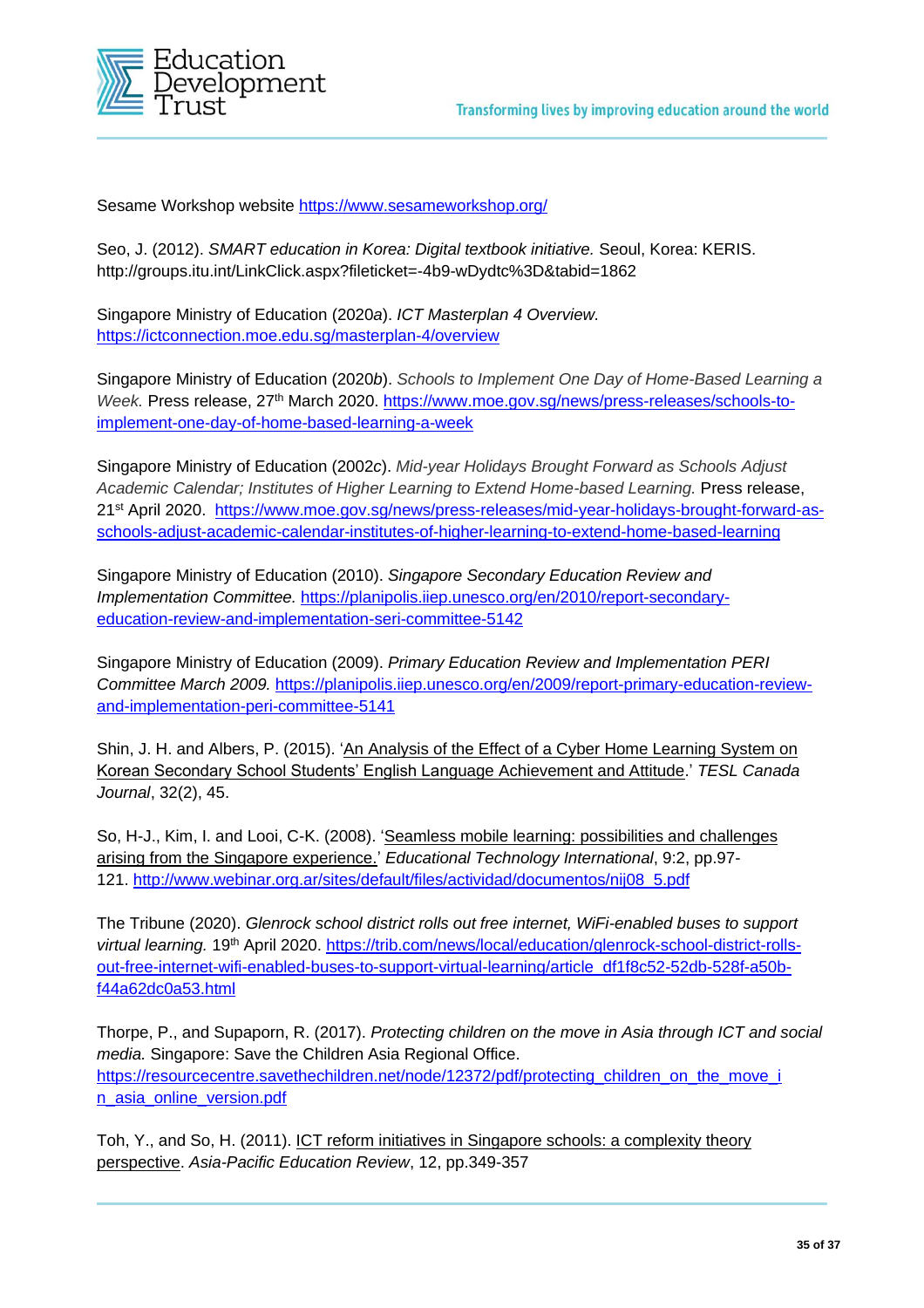Sesame Workshop website https://www.sesameworkshop.org/

Seo, J. (2012). *SMART education in Korea: Digital textbook initiative.* Seoul, Korea: KERIS. http://groups.itu.int/LinkClick.aspx?fileticket=-4b9-wDydtc%3D&tabid=1862

Singapore Ministry of Education (2020*a*). *ICT Masterplan 4 Overview.* https://ictconnection.moe.edu.sg/masterplan-4/overview

Singapore Ministry of Education (2020*b*). *Schools to Implement One Day of Home-Based Learning a Week.* Press release, 27th March 2020. https://www.moe.gov.sg/news/press-releases/schools-to-implement-one-day-of-home-based-learning-a-week

Singapore Ministry of Education (2002*c*). *Mid-year Holidays Brought Forward as Schools Adjust Academic Calendar; Institutes of Higher Learning to Extend Home-based Learning.* Press release, 21st April 2020. https://www.moe.gov.sg/news/press-releases/mid-year-holidays-brought-forward-as-schools-adjust-academic-calendar-institutes-of-higher-learning-to-extend-home-based-learning

Singapore Ministry of Education (2010). *Singapore Secondary Education Review and Implementation Committee.* https://planipolis.iiep.unesco.org/en/2010/report-secondary-education-review-and-implementation-seri-committee-5142

Singapore Ministry of Education (2009). *Primary Education Review and Implementation PERI Committee March 2009.* https://planipolis.iiep.unesco.org/en/2009/report-primary-education-review-and-implementation-peri-committee-5141

Shin, J. H. and Albers, P. (2015). 'An Analysis of the Effect of a Cyber Home Learning System on Korean Secondary School Students' English Language Achievement and Attitude.' *TESL Canada Journal*, 32(2), 45.

So, H-J., Kim, I. and Looi, C-K. (2008). 'Seamless mobile learning: possibilities and challenges arising from the Singapore experience.' *Educational Technology International*, 9:2, pp.97-121. http://www.webinar.org.ar/sites/default/files/actividad/documentos/nij08_5.pdf

The Tribune (2020). *Glenrock school district rolls out free internet, WiFi-enabled buses to support virtual learning.* 19th April 2020. https://trib.com/news/local/education/glenrock-school-district-rolls-out-free-internet-wifi-enabled-buses-to-support-virtual-learning/article_df1f8c52-52db-528f-a50b-f44a62dc0a53.html

Thorpe, P., and Supaporn, R. (2017). *Protecting children on the move in Asia through ICT and social media.* Singapore: Save the Children Asia Regional Office. https://resourcecentre.savethechildren.net/node/12372/pdf/protecting_children_on_the_move_in_asia_online_version.pdf

Toh, Y., and So, H. (2011). ICT reform initiatives in Singapore schools: a complexity theory perspective. *Asia-Pacific Education Review*, 12, pp.349-357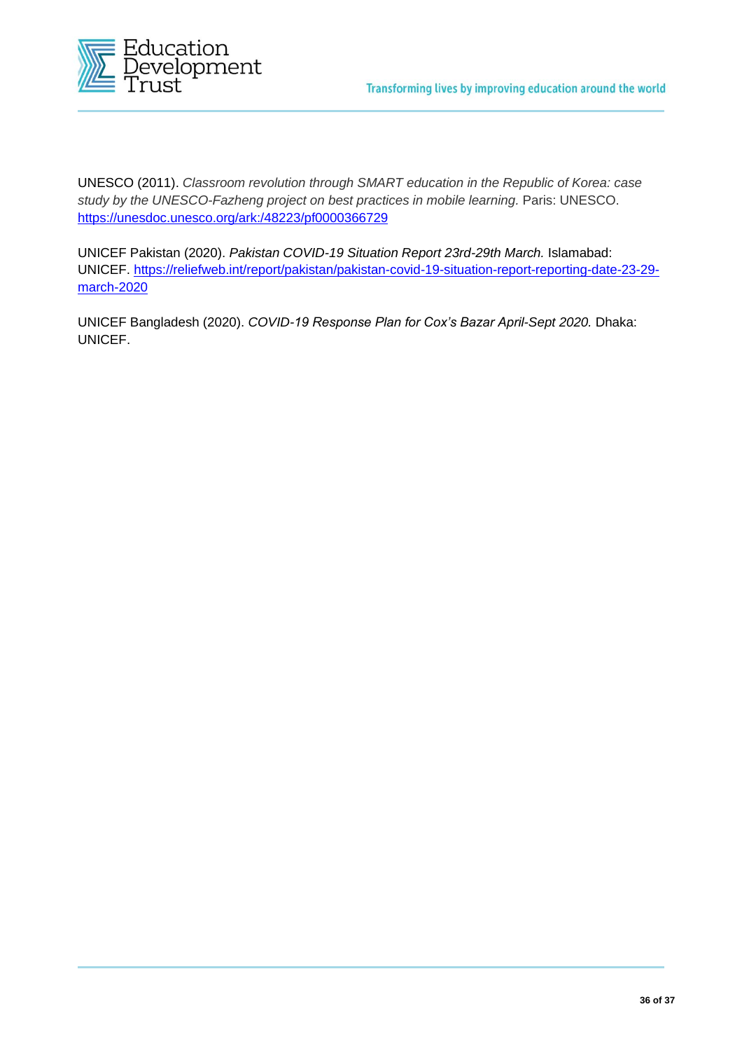UNESCO (2011). *Classroom revolution through SMART education in the Republic of Korea: case study by the UNESCO-Fazheng project on best practices in mobile learning.* Paris: UNESCO. https://unesdoc.unesco.org/ark:/48223/pf0000366729

UNICEF Pakistan (2020). *Pakistan COVID-19 Situation Report 23rd-29th March.* Islamabad: UNICEF. https://reliefweb.int/report/pakistan/pakistan-covid-19-situation-report-reporting-date-23-29-march-2020

UNICEF Bangladesh (2020). *COVID-19 Response Plan for Cox's Bazar April-Sept 2020.* Dhaka: UNICEF.